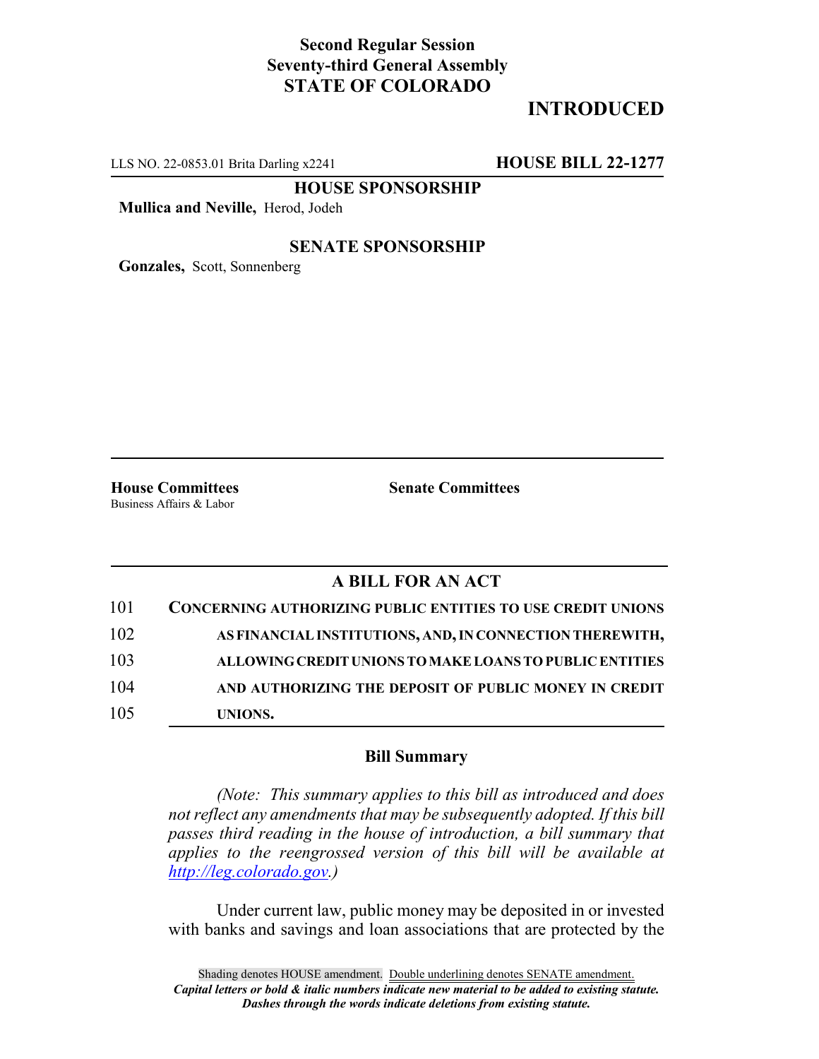**Second Regular Session**
**Seventy-third General Assembly**
**STATE OF COLORADO**

# INTRODUCED

LLS NO. 22-0853.01 Brita Darling x2241 **HOUSE BILL 22-1277**

**HOUSE SPONSORSHIP**

**Mullica and Neville,** Herod, Jodeh

**SENATE SPONSORSHIP**

**Gonzales,** Scott, Sonnenberg

**House Committees**
Business Affairs & Labor

**Senate Committees**

## A BILL FOR AN ACT

101 **CONCERNING AUTHORIZING PUBLIC ENTITIES TO USE CREDIT UNIONS**
102 **AS FINANCIAL INSTITUTIONS, AND, IN CONNECTION THEREWITH,**
103 **ALLOWING CREDIT UNIONS TO MAKE LOANS TO PUBLIC ENTITIES**
104 **AND AUTHORIZING THE DEPOSIT OF PUBLIC MONEY IN CREDIT**
105 **UNIONS.**

### Bill Summary

*(Note: This summary applies to this bill as introduced and does not reflect any amendments that may be subsequently adopted. If this bill passes third reading in the house of introduction, a bill summary that applies to the reengrossed version of this bill will be available at http://leg.colorado.gov.)*

Under current law, public money may be deposited in or invested with banks and savings and loan associations that are protected by the

Shading denotes HOUSE amendment. Double underlining denotes SENATE amendment.
***Capital letters or bold & italic numbers indicate new material to be added to existing statute.***
***Dashes through the words indicate deletions from existing statute.***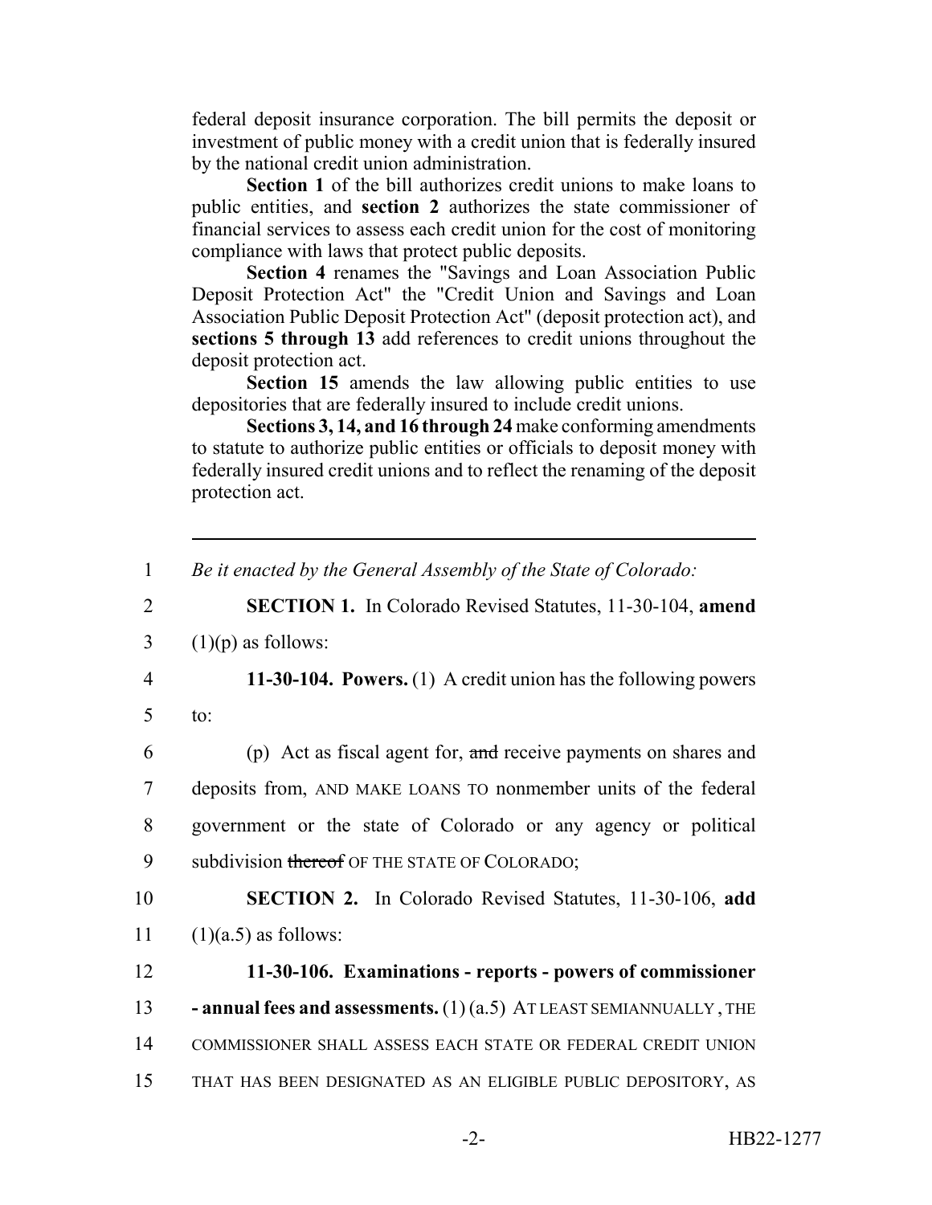federal deposit insurance corporation. The bill permits the deposit or investment of public money with a credit union that is federally insured by the national credit union administration.

**Section 1** of the bill authorizes credit unions to make loans to public entities, and **section 2** authorizes the state commissioner of financial services to assess each credit union for the cost of monitoring compliance with laws that protect public deposits.

**Section 4** renames the "Savings and Loan Association Public Deposit Protection Act" the "Credit Union and Savings and Loan Association Public Deposit Protection Act" (deposit protection act), and **sections 5 through 13** add references to credit unions throughout the deposit protection act.

**Section 15** amends the law allowing public entities to use depositories that are federally insured to include credit unions.

**Sections 3, 14, and 16 through 24** make conforming amendments to statute to authorize public entities or officials to deposit money with federally insured credit unions and to reflect the renaming of the deposit protection act.

---

1 *Be it enacted by the General Assembly of the State of Colorado:*

2 **SECTION 1.** In Colorado Revised Statutes, 11-30-104, **amend**

3 (1)(p) as follows:

4 **11-30-104. Powers.** (1) A credit union has the following powers

5 to:

6 (p) Act as fiscal agent for, ~~and~~ receive payments on shares and

7 deposits from, AND MAKE LOANS TO nonmember units of the federal

8 government or the state of Colorado or any agency or political

9 subdivision ~~thereof~~ OF THE STATE OF COLORADO;

10 **SECTION 2.** In Colorado Revised Statutes, 11-30-106, **add**

11 (1)(a.5) as follows:

12 **11-30-106. Examinations - reports - powers of commissioner**

13 **- annual fees and assessments.** (1) (a.5) AT LEAST SEMIANNUALLY, THE

14 COMMISSIONER SHALL ASSESS EACH STATE OR FEDERAL CREDIT UNION

15 THAT HAS BEEN DESIGNATED AS AN ELIGIBLE PUBLIC DEPOSITORY, AS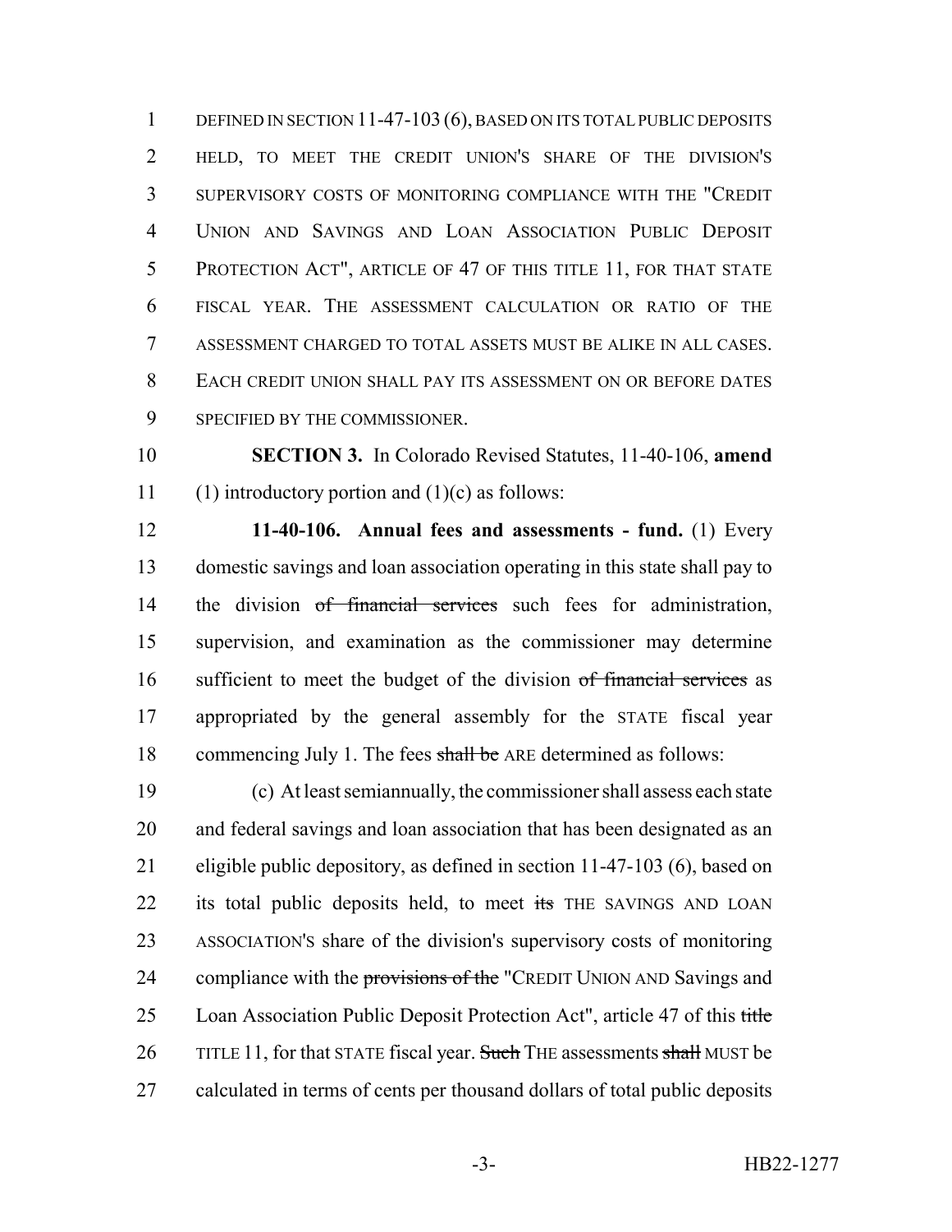DEFINED IN SECTION 11-47-103 (6), BASED ON ITS TOTAL PUBLIC DEPOSITS HELD, TO MEET THE CREDIT UNION'S SHARE OF THE DIVISION'S SUPERVISORY COSTS OF MONITORING COMPLIANCE WITH THE "CREDIT UNION AND SAVINGS AND LOAN ASSOCIATION PUBLIC DEPOSIT PROTECTION ACT", ARTICLE OF 47 OF THIS TITLE 11, FOR THAT STATE FISCAL YEAR. THE ASSESSMENT CALCULATION OR RATIO OF THE ASSESSMENT CHARGED TO TOTAL ASSETS MUST BE ALIKE IN ALL CASES. EACH CREDIT UNION SHALL PAY ITS ASSESSMENT ON OR BEFORE DATES SPECIFIED BY THE COMMISSIONER.

**SECTION 3.** In Colorado Revised Statutes, 11-40-106, **amend** (1) introductory portion and (1)(c) as follows:

**11-40-106. Annual fees and assessments - fund.** (1) Every domestic savings and loan association operating in this state shall pay to the division ~~of financial services~~ such fees for administration, supervision, and examination as the commissioner may determine sufficient to meet the budget of the division ~~of financial services~~ as appropriated by the general assembly for the STATE fiscal year commencing July 1. The fees ~~shall be~~ ARE determined as follows:

(c) At least semiannually, the commissioner shall assess each state and federal savings and loan association that has been designated as an eligible public depository, as defined in section 11-47-103 (6), based on its total public deposits held, to meet ~~its~~ THE SAVINGS AND LOAN ASSOCIATION'S share of the division's supervisory costs of monitoring compliance with the ~~provisions of the~~ "CREDIT UNION AND Savings and Loan Association Public Deposit Protection Act", article 47 of this ~~title~~ TITLE 11, for that STATE fiscal year. ~~Such~~ THE assessments ~~shall~~ MUST be calculated in terms of cents per thousand dollars of total public deposits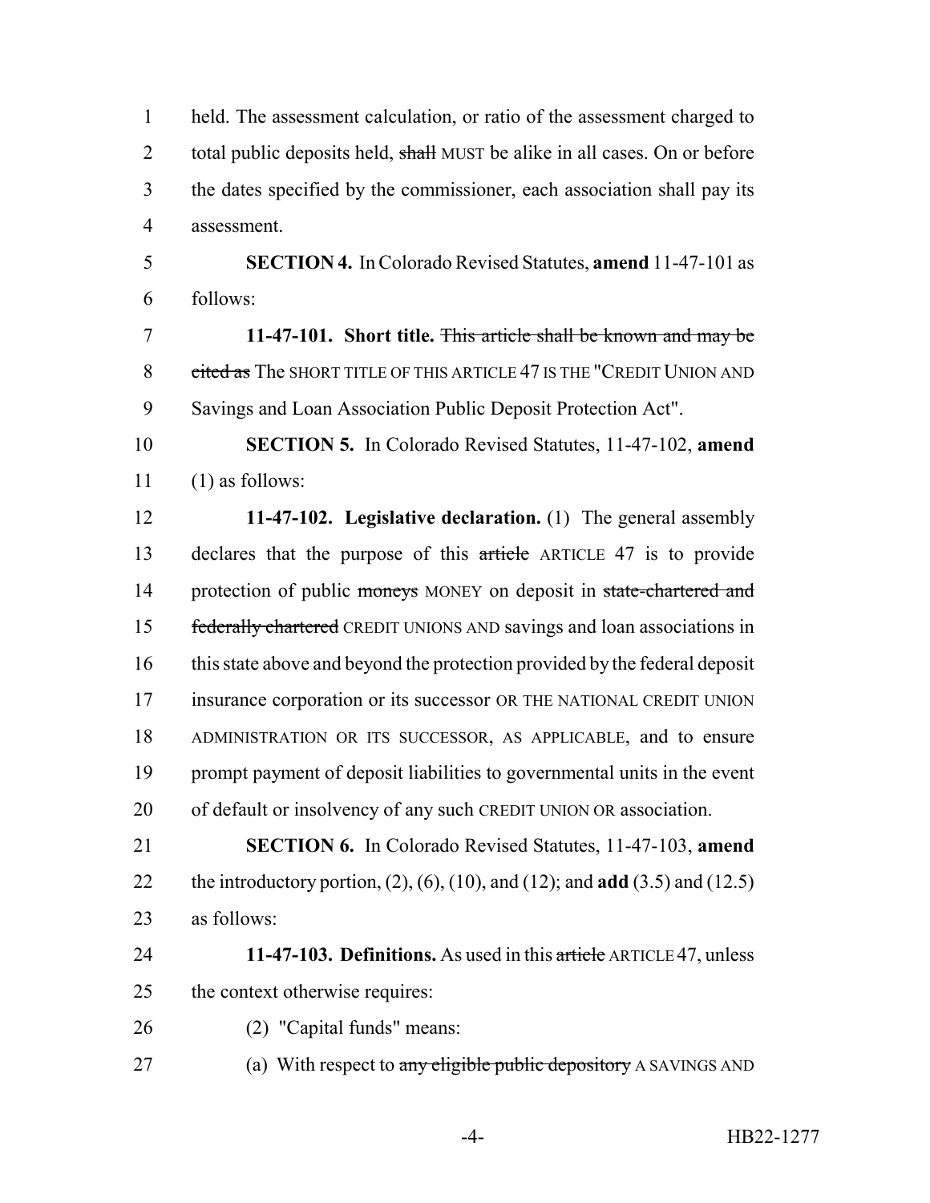held. The assessment calculation, or ratio of the assessment charged to total public deposits held, ~~shall~~ MUST be alike in all cases. On or before the dates specified by the commissioner, each association shall pay its assessment.

**SECTION 4.** In Colorado Revised Statutes, **amend** 11-47-101 as follows:

**11-47-101. Short title.** ~~This article shall be known and may be cited as~~ The SHORT TITLE OF THIS ARTICLE 47 IS THE "CREDIT UNION AND Savings and Loan Association Public Deposit Protection Act".

**SECTION 5.** In Colorado Revised Statutes, 11-47-102, **amend** (1) as follows:

**11-47-102. Legislative declaration.** (1) The general assembly declares that the purpose of this ~~article~~ ARTICLE 47 is to provide protection of public ~~moneys~~ MONEY on deposit in ~~state-chartered and federally chartered~~ CREDIT UNIONS AND savings and loan associations in this state above and beyond the protection provided by the federal deposit insurance corporation or its successor OR THE NATIONAL CREDIT UNION ADMINISTRATION OR ITS SUCCESSOR, AS APPLICABLE, and to ensure prompt payment of deposit liabilities to governmental units in the event of default or insolvency of any such CREDIT UNION OR association.

**SECTION 6.** In Colorado Revised Statutes, 11-47-103, **amend** the introductory portion, (2), (6), (10), and (12); and **add** (3.5) and (12.5) as follows:

**11-47-103. Definitions.** As used in this ~~article~~ ARTICLE 47, unless the context otherwise requires:

(2) "Capital funds" means:

(a) With respect to ~~any eligible public depository~~ A SAVINGS AND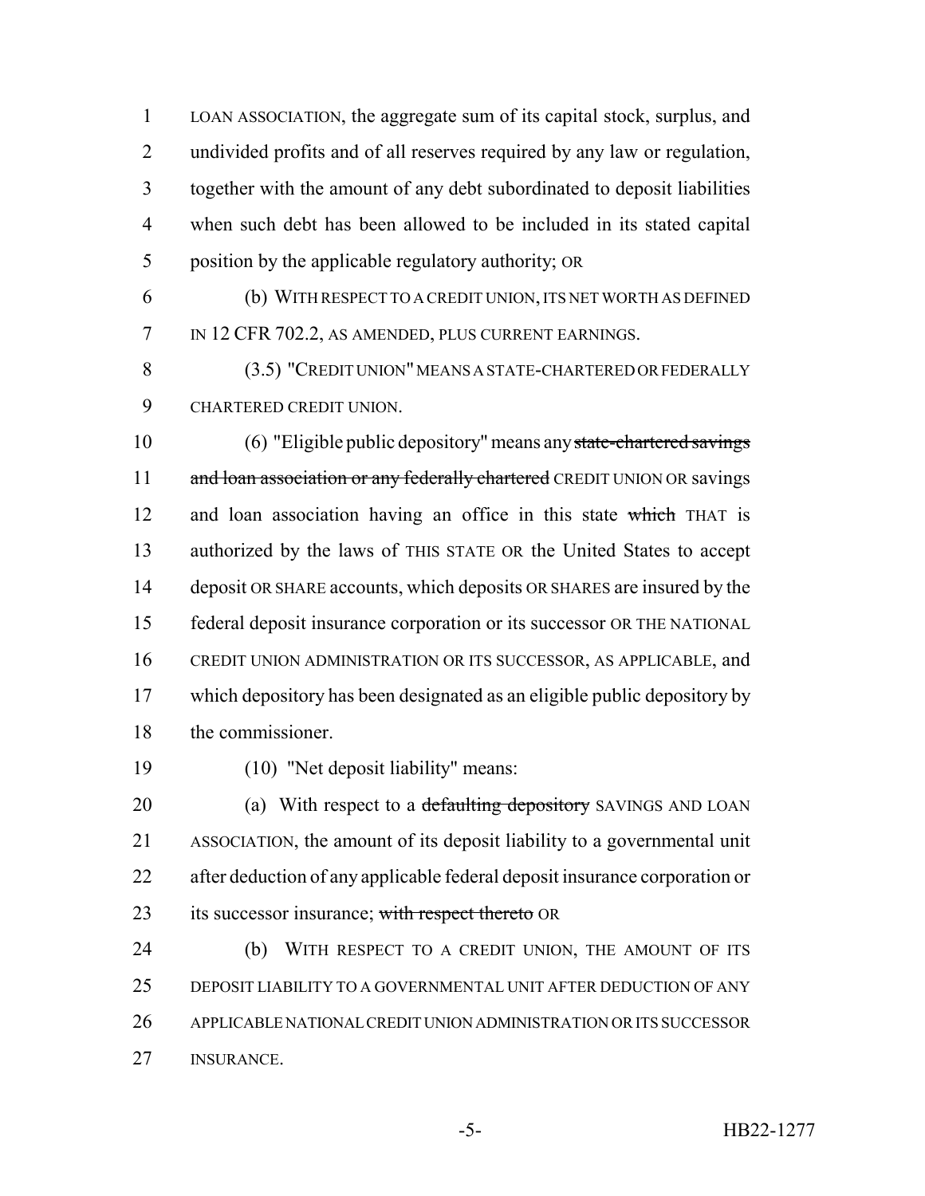LOAN ASSOCIATION, the aggregate sum of its capital stock, surplus, and undivided profits and of all reserves required by any law or regulation, together with the amount of any debt subordinated to deposit liabilities when such debt has been allowed to be included in its stated capital position by the applicable regulatory authority; OR

(b) WITH RESPECT TO A CREDIT UNION, ITS NET WORTH AS DEFINED IN 12 CFR 702.2, AS AMENDED, PLUS CURRENT EARNINGS.

(3.5) "CREDIT UNION" MEANS A STATE-CHARTERED OR FEDERALLY CHARTERED CREDIT UNION.

(6) "Eligible public depository" means any ~~state-chartered savings and loan association or any federally chartered~~ CREDIT UNION OR savings and loan association having an office in this state ~~which~~ THAT is authorized by the laws of THIS STATE OR the United States to accept deposit OR SHARE accounts, which deposits OR SHARES are insured by the federal deposit insurance corporation or its successor OR THE NATIONAL CREDIT UNION ADMINISTRATION OR ITS SUCCESSOR, AS APPLICABLE, and which depository has been designated as an eligible public depository by the commissioner.

(10) "Net deposit liability" means:

(a) With respect to a ~~defaulting depository~~ SAVINGS AND LOAN ASSOCIATION, the amount of its deposit liability to a governmental unit after deduction of any applicable federal deposit insurance corporation or its successor insurance; ~~with respect thereto~~ OR

(b) WITH RESPECT TO A CREDIT UNION, THE AMOUNT OF ITS DEPOSIT LIABILITY TO A GOVERNMENTAL UNIT AFTER DEDUCTION OF ANY APPLICABLE NATIONAL CREDIT UNION ADMINISTRATION OR ITS SUCCESSOR INSURANCE.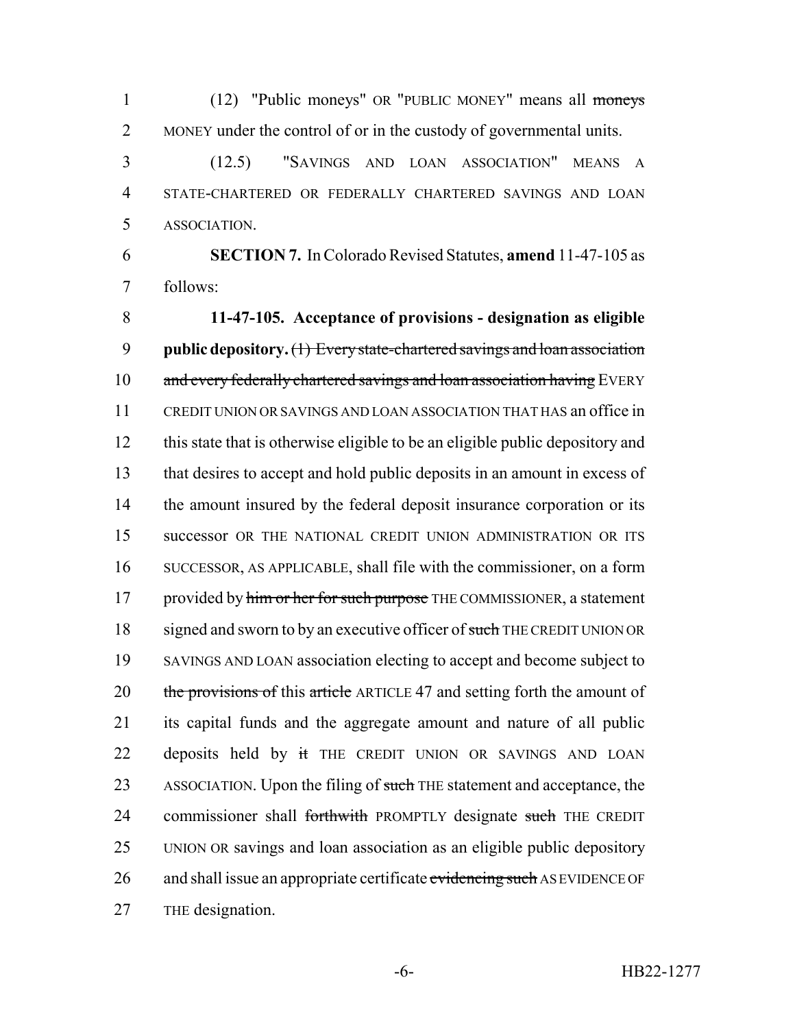(12) "Public moneys" OR "PUBLIC MONEY" means all ~~moneys~~ MONEY under the control of or in the custody of governmental units.

(12.5) "SAVINGS AND LOAN ASSOCIATION" MEANS A STATE-CHARTERED OR FEDERALLY CHARTERED SAVINGS AND LOAN ASSOCIATION.

**SECTION 7.** In Colorado Revised Statutes, **amend** 11-47-105 as follows:

**11-47-105. Acceptance of provisions - designation as eligible public depository.** ~~(1) Every state-chartered savings and loan association and every federally chartered savings and loan association having~~ EVERY CREDIT UNION OR SAVINGS AND LOAN ASSOCIATION THAT HAS an office in this state that is otherwise eligible to be an eligible public depository and that desires to accept and hold public deposits in an amount in excess of the amount insured by the federal deposit insurance corporation or its successor OR THE NATIONAL CREDIT UNION ADMINISTRATION OR ITS SUCCESSOR, AS APPLICABLE, shall file with the commissioner, on a form provided by ~~him or her for such purpose~~ THE COMMISSIONER, a statement signed and sworn to by an executive officer of ~~such~~ THE CREDIT UNION OR SAVINGS AND LOAN association electing to accept and become subject to ~~the provisions of~~ this ~~article~~ ARTICLE 47 and setting forth the amount of its capital funds and the aggregate amount and nature of all public deposits held by ~~it~~ THE CREDIT UNION OR SAVINGS AND LOAN ASSOCIATION. Upon the filing of ~~such~~ THE statement and acceptance, the commissioner shall ~~forthwith~~ PROMPTLY designate ~~such~~ THE CREDIT UNION OR savings and loan association as an eligible public depository and shall issue an appropriate certificate ~~evidencing such~~ AS EVIDENCE OF THE designation.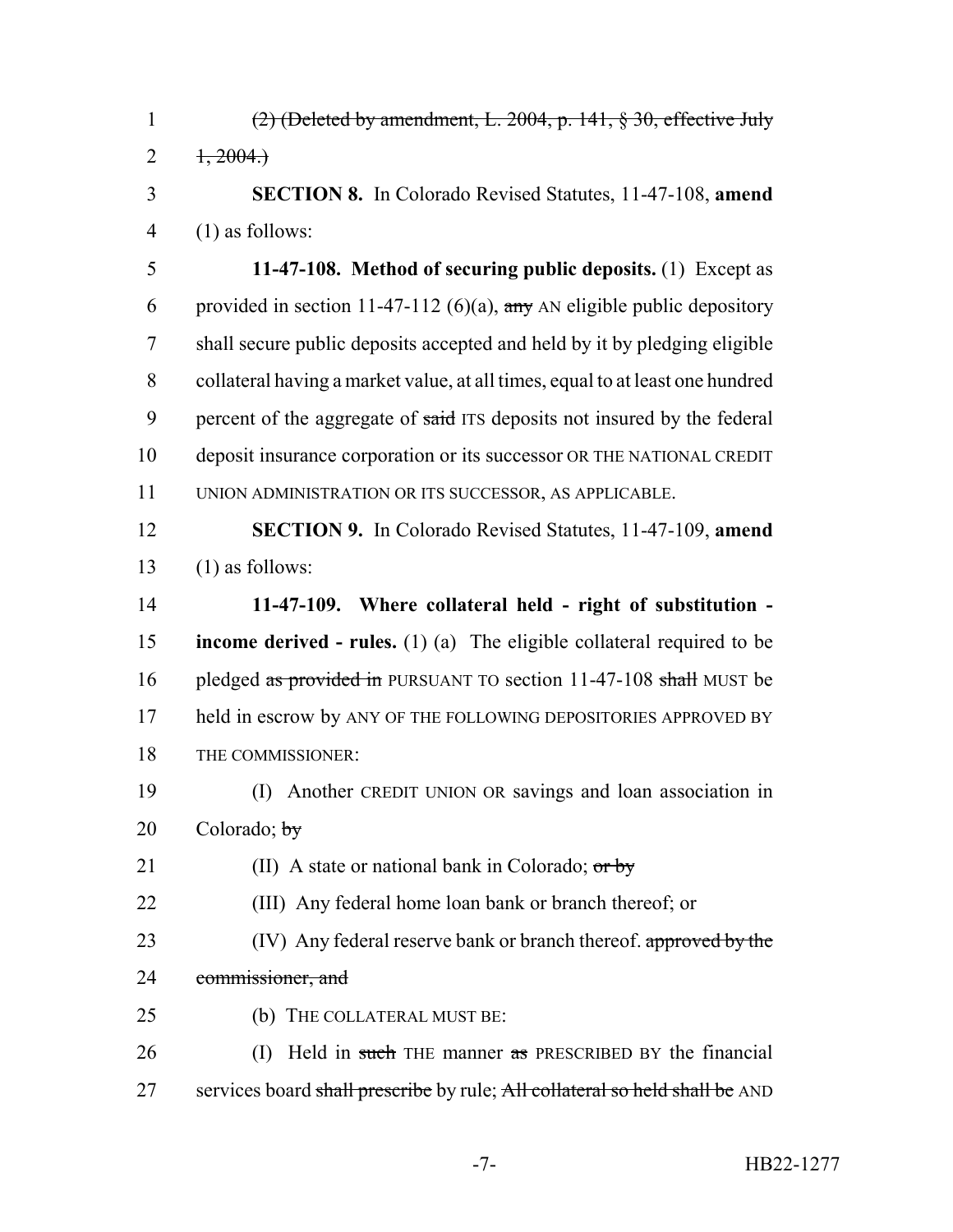(2) (Deleted by amendment, L. 2004, p. 141, § 30, effective July 1, 2004.)

**SECTION 8.** In Colorado Revised Statutes, 11-47-108, **amend** (1) as follows:

**11-47-108. Method of securing public deposits.** (1) Except as provided in section 11-47-112 (6)(a), any AN eligible public depository shall secure public deposits accepted and held by it by pledging eligible collateral having a market value, at all times, equal to at least one hundred percent of the aggregate of said ITS deposits not insured by the federal deposit insurance corporation or its successor OR THE NATIONAL CREDIT UNION ADMINISTRATION OR ITS SUCCESSOR, AS APPLICABLE.

**SECTION 9.** In Colorado Revised Statutes, 11-47-109, **amend** (1) as follows:

**11-47-109. Where collateral held - right of substitution - income derived - rules.** (1) (a) The eligible collateral required to be pledged as provided in PURSUANT TO section 11-47-108 shall MUST be held in escrow by ANY OF THE FOLLOWING DEPOSITORIES APPROVED BY THE COMMISSIONER:

(I) Another CREDIT UNION OR savings and loan association in Colorado; by

(II) A state or national bank in Colorado; or by

(III) Any federal home loan bank or branch thereof; or

(IV) Any federal reserve bank or branch thereof. approved by the commissioner, and

(b) THE COLLATERAL MUST BE:

(I) Held in such THE manner as PRESCRIBED BY the financial services board shall prescribe by rule; All collateral so held shall be AND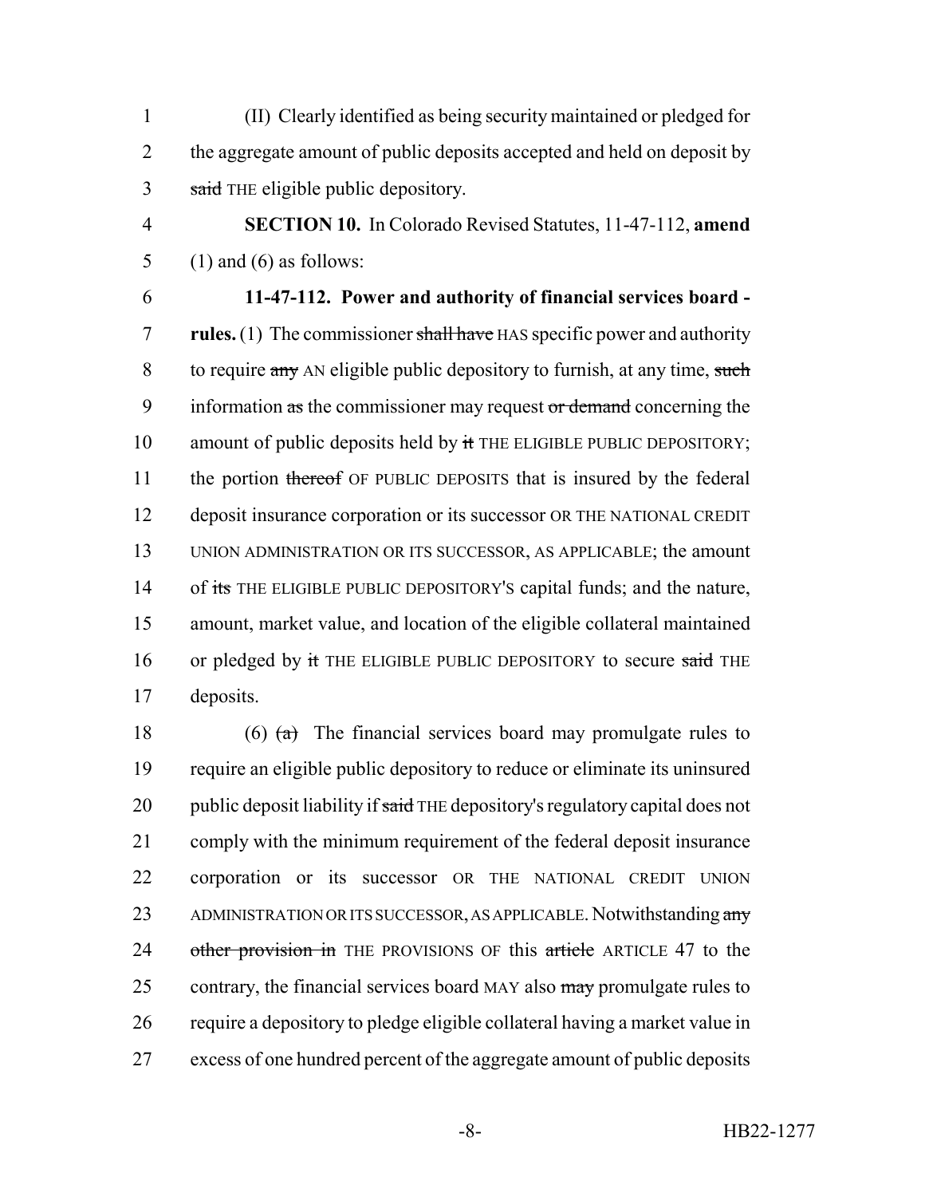(II) Clearly identified as being security maintained or pledged for the aggregate amount of public deposits accepted and held on deposit by ~~said~~ THE eligible public depository.

**SECTION 10.** In Colorado Revised Statutes, 11-47-112, **amend** (1) and (6) as follows:

**11-47-112. Power and authority of financial services board - rules.** (1) The commissioner ~~shall have~~ HAS specific power and authority to require ~~any~~ AN eligible public depository to furnish, at any time, ~~such~~ information ~~as~~ the commissioner may request ~~or demand~~ concerning the amount of public deposits held by ~~it~~ THE ELIGIBLE PUBLIC DEPOSITORY; the portion ~~thereof~~ OF PUBLIC DEPOSITS that is insured by the federal deposit insurance corporation or its successor OR THE NATIONAL CREDIT UNION ADMINISTRATION OR ITS SUCCESSOR, AS APPLICABLE; the amount of ~~its~~ THE ELIGIBLE PUBLIC DEPOSITORY'S capital funds; and the nature, amount, market value, and location of the eligible collateral maintained or pledged by ~~it~~ THE ELIGIBLE PUBLIC DEPOSITORY to secure ~~said~~ THE deposits.

(6) ~~(a)~~ The financial services board may promulgate rules to require an eligible public depository to reduce or eliminate its uninsured public deposit liability if ~~said~~ THE depository's regulatory capital does not comply with the minimum requirement of the federal deposit insurance corporation or its successor OR THE NATIONAL CREDIT UNION ADMINISTRATION OR ITS SUCCESSOR, AS APPLICABLE. Notwithstanding ~~any other provision in~~ THE PROVISIONS OF this ~~article~~ ARTICLE 47 to the contrary, the financial services board MAY also ~~may~~ promulgate rules to require a depository to pledge eligible collateral having a market value in excess of one hundred percent of the aggregate amount of public deposits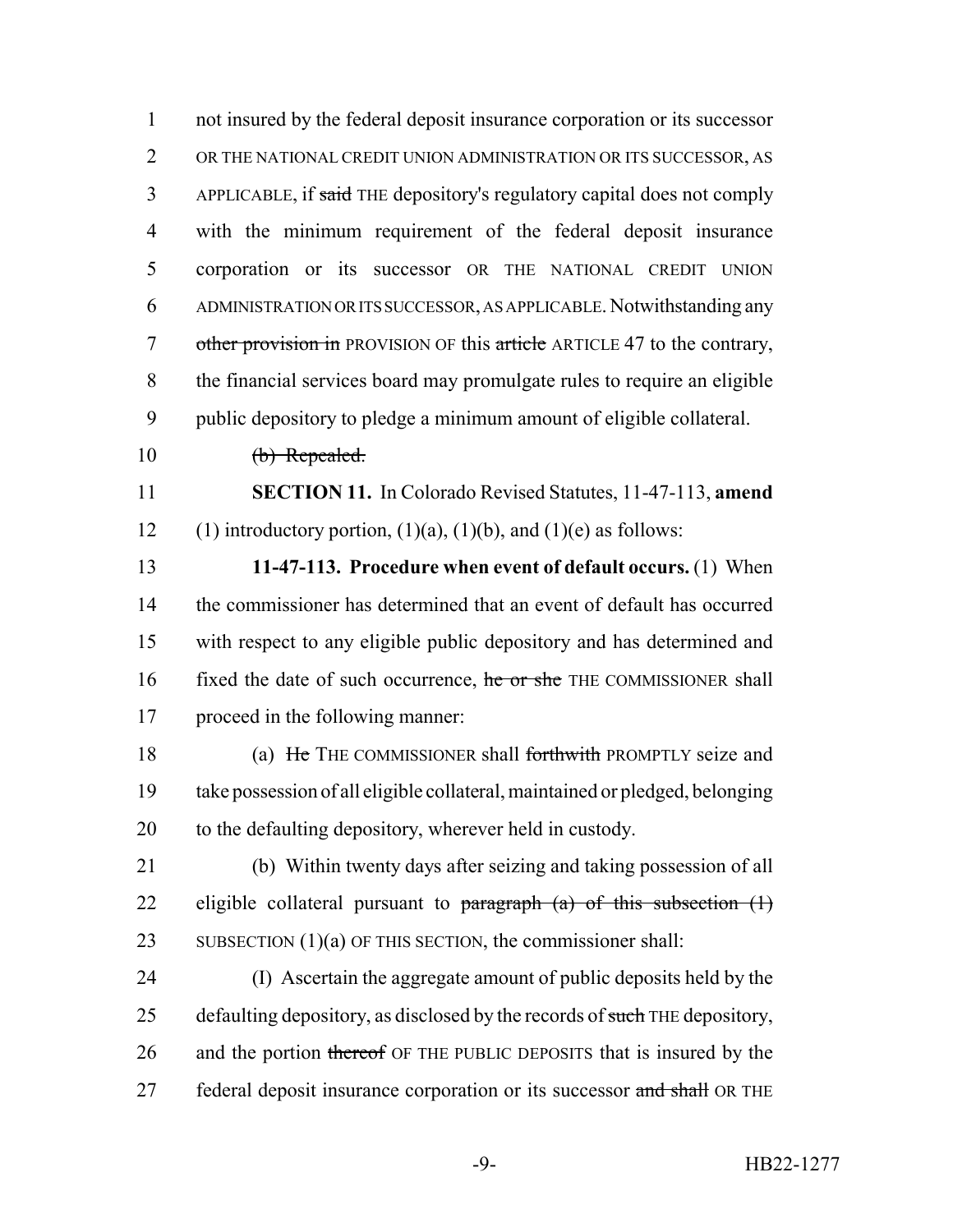not insured by the federal deposit insurance corporation or its successor OR THE NATIONAL CREDIT UNION ADMINISTRATION OR ITS SUCCESSOR, AS APPLICABLE, if ~~said~~ THE depository's regulatory capital does not comply with the minimum requirement of the federal deposit insurance corporation or its successor OR THE NATIONAL CREDIT UNION ADMINISTRATION OR ITS SUCCESSOR, AS APPLICABLE. Notwithstanding any ~~other provision in~~ PROVISION OF this ~~article~~ ARTICLE 47 to the contrary, the financial services board may promulgate rules to require an eligible public depository to pledge a minimum amount of eligible collateral.

~~(b) Repealed.~~

**SECTION 11.** In Colorado Revised Statutes, 11-47-113, **amend** (1) introductory portion, (1)(a), (1)(b), and (1)(e) as follows:

**11-47-113. Procedure when event of default occurs.** (1) When the commissioner has determined that an event of default has occurred with respect to any eligible public depository and has determined and fixed the date of such occurrence, ~~he or she~~ THE COMMISSIONER shall proceed in the following manner:

(a) ~~He~~ THE COMMISSIONER shall ~~forthwith~~ PROMPTLY seize and take possession of all eligible collateral, maintained or pledged, belonging to the defaulting depository, wherever held in custody.

(b) Within twenty days after seizing and taking possession of all eligible collateral pursuant to ~~paragraph (a) of this subsection (1)~~ SUBSECTION (1)(a) OF THIS SECTION, the commissioner shall:

(I) Ascertain the aggregate amount of public deposits held by the defaulting depository, as disclosed by the records of ~~such~~ THE depository, and the portion ~~thereof~~ OF THE PUBLIC DEPOSITS that is insured by the federal deposit insurance corporation or its successor ~~and shall~~ OR THE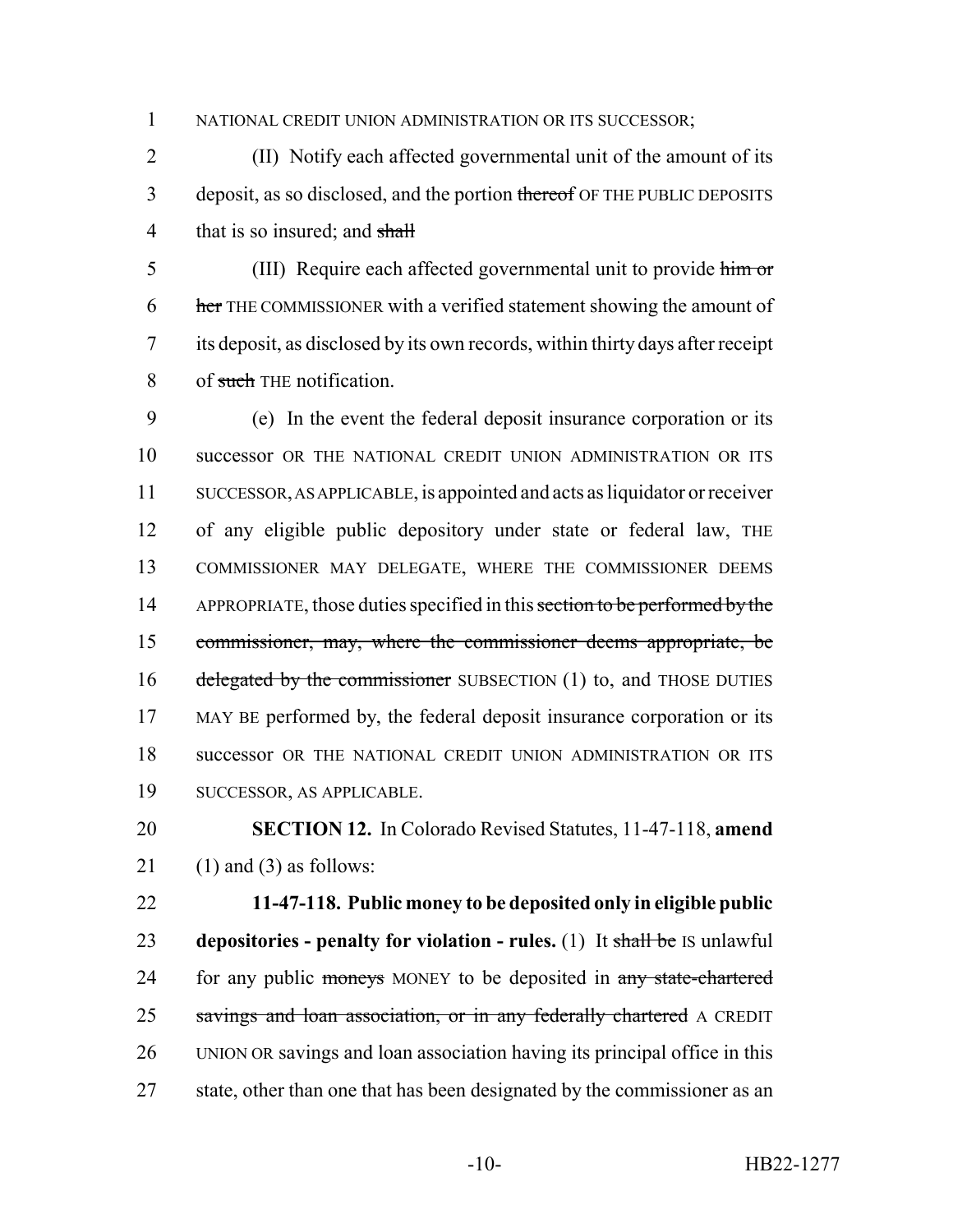NATIONAL CREDIT UNION ADMINISTRATION OR ITS SUCCESSOR;

(II) Notify each affected governmental unit of the amount of its deposit, as so disclosed, and the portion ~~thereof~~ OF THE PUBLIC DEPOSITS that is so insured; and ~~shall~~

(III) Require each affected governmental unit to provide ~~him or her~~ THE COMMISSIONER with a verified statement showing the amount of its deposit, as disclosed by its own records, within thirty days after receipt of ~~such~~ THE notification.

(e) In the event the federal deposit insurance corporation or its successor OR THE NATIONAL CREDIT UNION ADMINISTRATION OR ITS SUCCESSOR, AS APPLICABLE, is appointed and acts as liquidator or receiver of any eligible public depository under state or federal law, THE COMMISSIONER MAY DELEGATE, WHERE THE COMMISSIONER DEEMS APPROPRIATE, those duties specified in this ~~section to be performed by the commissioner, may, where the commissioner deems appropriate, be delegated by the commissioner~~ SUBSECTION (1) to, and THOSE DUTIES MAY BE performed by, the federal deposit insurance corporation or its successor OR THE NATIONAL CREDIT UNION ADMINISTRATION OR ITS SUCCESSOR, AS APPLICABLE.

**SECTION 12.** In Colorado Revised Statutes, 11-47-118, **amend** (1) and (3) as follows:

**11-47-118. Public money to be deposited only in eligible public depositories - penalty for violation - rules.** (1) It ~~shall be~~ IS unlawful for any public ~~moneys~~ MONEY to be deposited in ~~any state-chartered savings and loan association, or in any federally chartered~~ A CREDIT UNION OR savings and loan association having its principal office in this state, other than one that has been designated by the commissioner as an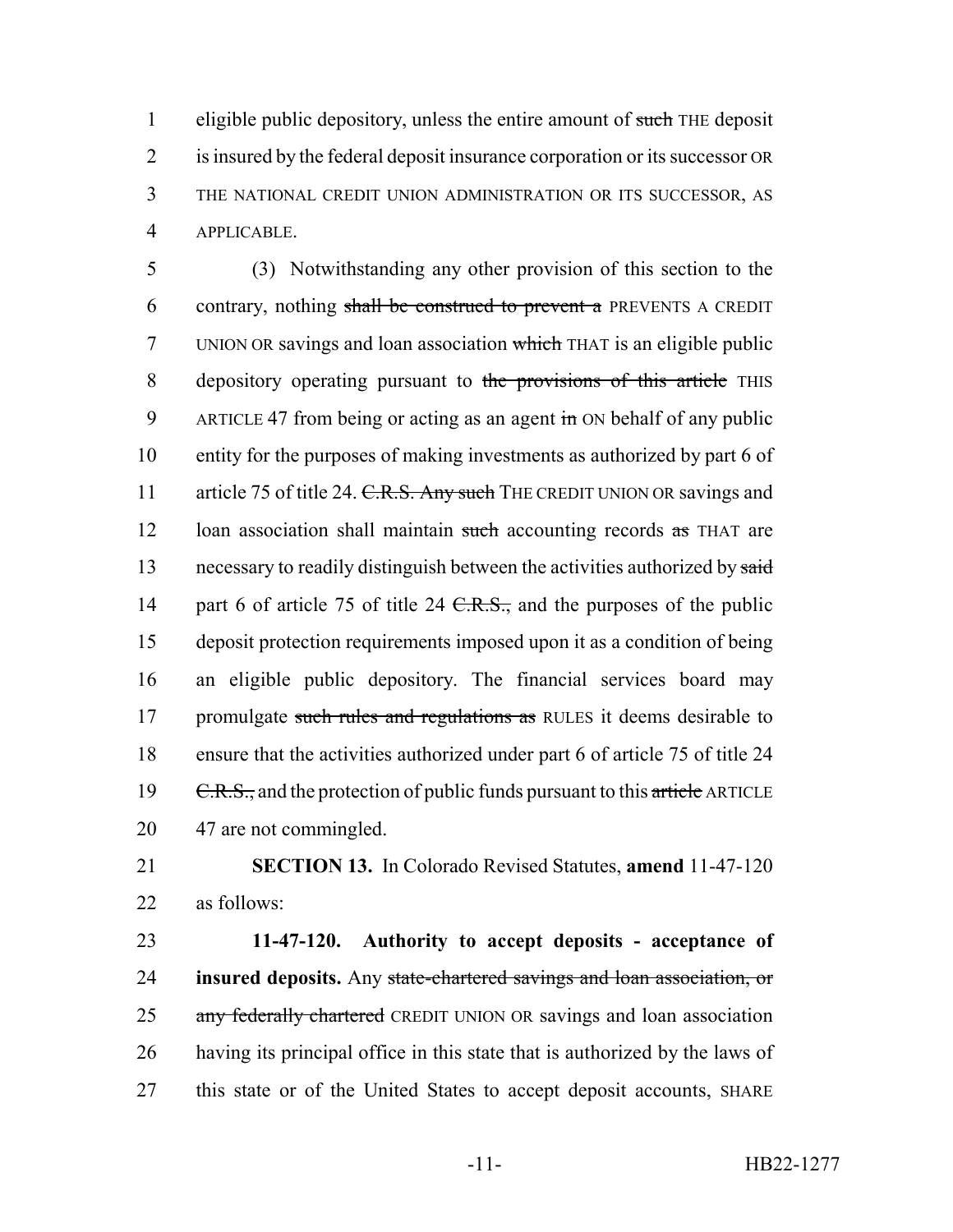eligible public depository, unless the entire amount of ~~such~~ THE deposit is insured by the federal deposit insurance corporation or its successor OR THE NATIONAL CREDIT UNION ADMINISTRATION OR ITS SUCCESSOR, AS APPLICABLE.

(3) Notwithstanding any other provision of this section to the contrary, nothing ~~shall be construed to prevent a~~ PREVENTS A CREDIT UNION OR savings and loan association ~~which~~ THAT is an eligible public depository operating pursuant to ~~the provisions of this article~~ THIS ARTICLE 47 from being or acting as an agent ~~in~~ ON behalf of any public entity for the purposes of making investments as authorized by part 6 of article 75 of title 24. ~~C.R.S. Any such~~ THE CREDIT UNION OR savings and loan association shall maintain ~~such~~ accounting records ~~as~~ THAT are necessary to readily distinguish between the activities authorized by ~~said~~ part 6 of article 75 of title 24 ~~C.R.S.,~~ and the purposes of the public deposit protection requirements imposed upon it as a condition of being an eligible public depository. The financial services board may promulgate ~~such rules and regulations as~~ RULES it deems desirable to ensure that the activities authorized under part 6 of article 75 of title 24 ~~C.R.S.,~~ and the protection of public funds pursuant to this ~~article~~ ARTICLE 47 are not commingled.

**SECTION 13.** In Colorado Revised Statutes, **amend** 11-47-120 as follows:

**11-47-120. Authority to accept deposits - acceptance of insured deposits.** Any ~~state-chartered savings and loan association, or any federally chartered~~ CREDIT UNION OR savings and loan association having its principal office in this state that is authorized by the laws of this state or of the United States to accept deposit accounts, SHARE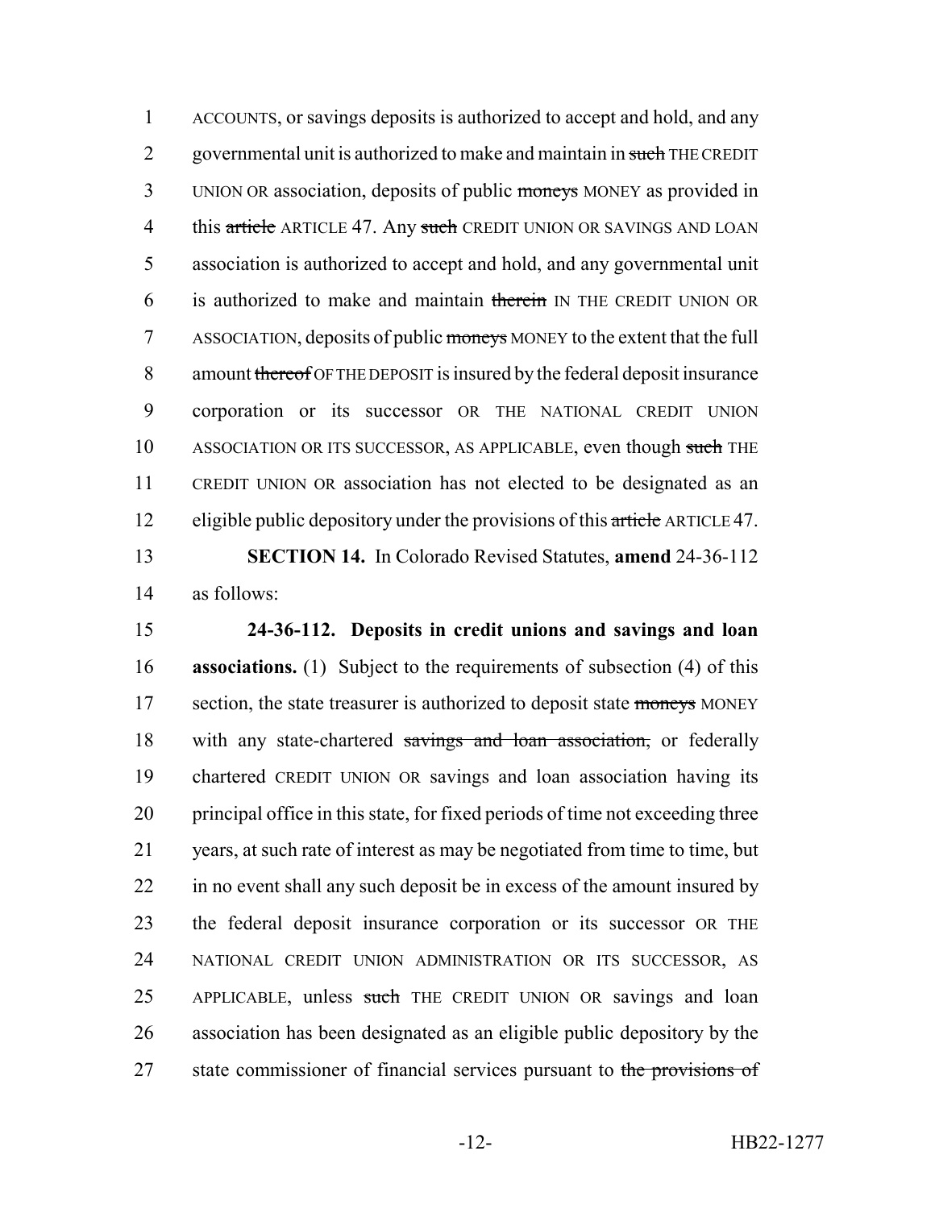ACCOUNTS, or savings deposits is authorized to accept and hold, and any governmental unit is authorized to make and maintain in ~~such~~ THE CREDIT UNION OR association, deposits of public ~~moneys~~ MONEY as provided in this ~~article~~ ARTICLE 47. Any ~~such~~ CREDIT UNION OR SAVINGS AND LOAN association is authorized to accept and hold, and any governmental unit is authorized to make and maintain ~~therein~~ IN THE CREDIT UNION OR ASSOCIATION, deposits of public ~~moneys~~ MONEY to the extent that the full amount ~~thereof~~ OF THE DEPOSIT is insured by the federal deposit insurance corporation or its successor OR THE NATIONAL CREDIT UNION ASSOCIATION OR ITS SUCCESSOR, AS APPLICABLE, even though ~~such~~ THE CREDIT UNION OR association has not elected to be designated as an eligible public depository under the provisions of this ~~article~~ ARTICLE 47.

**SECTION 14.** In Colorado Revised Statutes, **amend** 24-36-112 as follows:

**24-36-112. Deposits in credit unions and savings and loan associations.** (1) Subject to the requirements of subsection (4) of this section, the state treasurer is authorized to deposit state ~~moneys~~ MONEY with any state-chartered ~~savings and loan association,~~ or federally chartered CREDIT UNION OR savings and loan association having its principal office in this state, for fixed periods of time not exceeding three years, at such rate of interest as may be negotiated from time to time, but in no event shall any such deposit be in excess of the amount insured by the federal deposit insurance corporation or its successor OR THE NATIONAL CREDIT UNION ADMINISTRATION OR ITS SUCCESSOR, AS APPLICABLE, unless ~~such~~ THE CREDIT UNION OR savings and loan association has been designated as an eligible public depository by the state commissioner of financial services pursuant to ~~the provisions of~~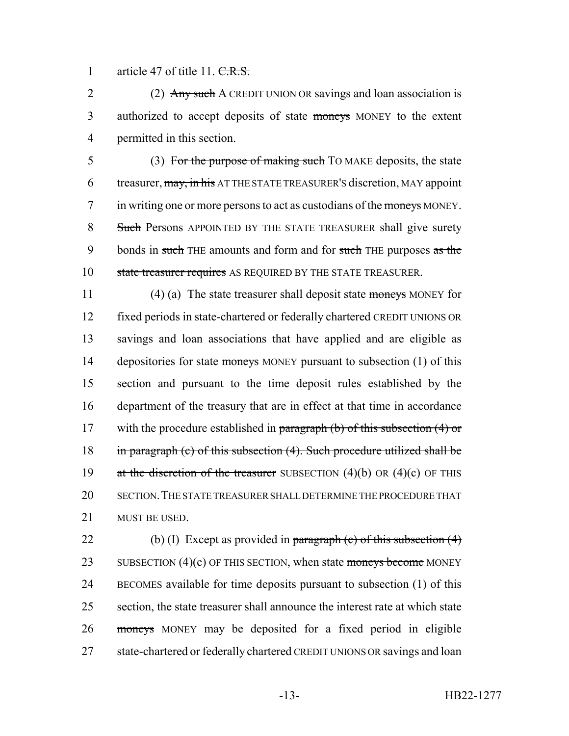article 47 of title 11. ~~C.R.S.~~

(2) ~~Any such~~ A CREDIT UNION OR savings and loan association is authorized to accept deposits of state ~~moneys~~ MONEY to the extent permitted in this section.

(3) ~~For the purpose of making such~~ TO MAKE deposits, the state treasurer, ~~may, in his~~ AT THE STATE TREASURER'S discretion, MAY appoint in writing one or more persons to act as custodians of the ~~moneys~~ MONEY. ~~Such~~ Persons APPOINTED BY THE STATE TREASURER shall give surety bonds in ~~such~~ THE amounts and form and for ~~such~~ THE purposes ~~as the state treasurer requires~~ AS REQUIRED BY THE STATE TREASURER.

(4) (a) The state treasurer shall deposit state ~~moneys~~ MONEY for fixed periods in state-chartered or federally chartered CREDIT UNIONS OR savings and loan associations that have applied and are eligible as depositories for state ~~moneys~~ MONEY pursuant to subsection (1) of this section and pursuant to the time deposit rules established by the department of the treasury that are in effect at that time in accordance with the procedure established in ~~paragraph (b) of this subsection (4) or in paragraph (c) of this subsection (4). Such procedure utilized shall be at the discretion of the treasurer~~ SUBSECTION (4)(b) OR (4)(c) OF THIS SECTION. THE STATE TREASURER SHALL DETERMINE THE PROCEDURE THAT MUST BE USED.

(b) (I) Except as provided in ~~paragraph (c) of this subsection (4)~~ SUBSECTION (4)(c) OF THIS SECTION, when state ~~moneys become~~ MONEY BECOMES available for time deposits pursuant to subsection (1) of this section, the state treasurer shall announce the interest rate at which state ~~moneys~~ MONEY may be deposited for a fixed period in eligible state-chartered or federally chartered CREDIT UNIONS OR savings and loan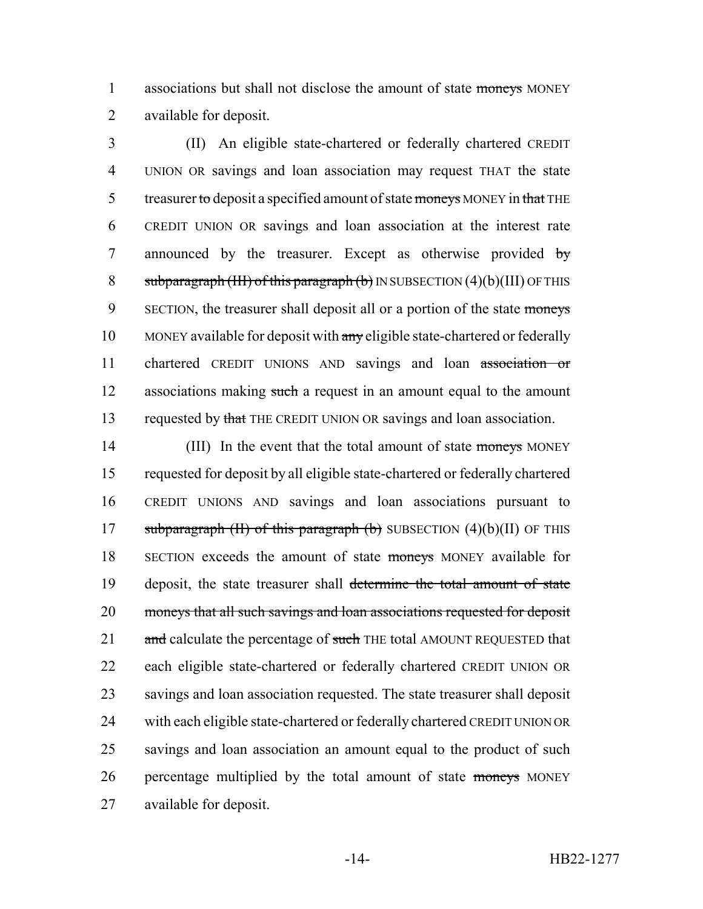associations but shall not disclose the amount of state ~~moneys~~ MONEY available for deposit.

(II) An eligible state-chartered or federally chartered CREDIT UNION OR savings and loan association may request THAT the state treasurer ~~to~~ deposit a specified amount of state ~~moneys~~ MONEY in ~~that~~ THE CREDIT UNION OR savings and loan association at the interest rate announced by the treasurer. Except as otherwise provided ~~by subparagraph (III) of this paragraph (b)~~ IN SUBSECTION (4)(b)(III) OF THIS SECTION, the treasurer shall deposit all or a portion of the state ~~moneys~~ MONEY available for deposit with ~~any~~ eligible state-chartered or federally chartered CREDIT UNIONS AND savings and loan ~~association or~~ associations making ~~such~~ a request in an amount equal to the amount requested by ~~that~~ THE CREDIT UNION OR savings and loan association.

(III) In the event that the total amount of state ~~moneys~~ MONEY requested for deposit by all eligible state-chartered or federally chartered CREDIT UNIONS AND savings and loan associations pursuant to ~~subparagraph (II) of this paragraph (b)~~ SUBSECTION (4)(b)(II) OF THIS SECTION exceeds the amount of state ~~moneys~~ MONEY available for deposit, the state treasurer shall ~~determine the total amount of state moneys that all such savings and loan associations requested for deposit and~~ calculate the percentage of ~~such~~ THE total AMOUNT REQUESTED that each eligible state-chartered or federally chartered CREDIT UNION OR savings and loan association requested. The state treasurer shall deposit with each eligible state-chartered or federally chartered CREDIT UNION OR savings and loan association an amount equal to the product of such percentage multiplied by the total amount of state ~~moneys~~ MONEY available for deposit.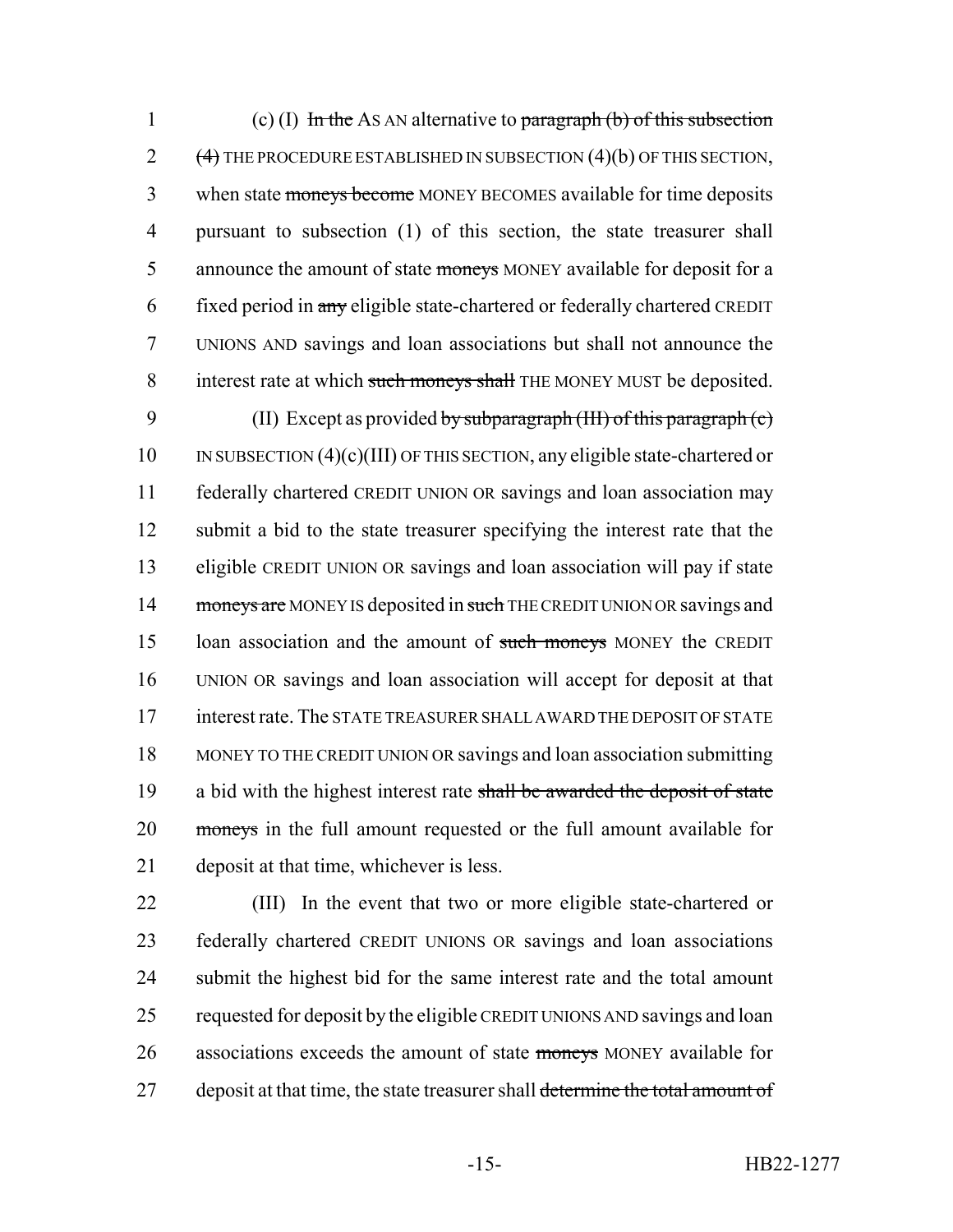1 (c) (I) ~~In the~~ AS AN alternative to ~~paragraph (b) of this subsection~~
2 ~~(4)~~ THE PROCEDURE ESTABLISHED IN SUBSECTION (4)(b) OF THIS SECTION,
3 when state ~~moneys become~~ MONEY BECOMES available for time deposits
4 pursuant to subsection (1) of this section, the state treasurer shall
5 announce the amount of state ~~moneys~~ MONEY available for deposit for a
6 fixed period in ~~any~~ eligible state-chartered or federally chartered CREDIT
7 UNIONS AND savings and loan associations but shall not announce the
8 interest rate at which ~~such moneys shall~~ THE MONEY MUST be deposited.

9 (II) Except as provided ~~by subparagraph (III) of this paragraph (c)~~
10 IN SUBSECTION (4)(c)(III) OF THIS SECTION, any eligible state-chartered or
11 federally chartered CREDIT UNION OR savings and loan association may
12 submit a bid to the state treasurer specifying the interest rate that the
13 eligible CREDIT UNION OR savings and loan association will pay if state
14 ~~moneys are~~ MONEY IS deposited in ~~such~~ THE CREDIT UNION OR savings and
15 loan association and the amount of ~~such moneys~~ MONEY the CREDIT
16 UNION OR savings and loan association will accept for deposit at that
17 interest rate. The STATE TREASURER SHALL AWARD THE DEPOSIT OF STATE
18 MONEY TO THE CREDIT UNION OR savings and loan association submitting
19 a bid with the highest interest rate ~~shall be awarded the deposit of state~~
20 ~~moneys~~ in the full amount requested or the full amount available for
21 deposit at that time, whichever is less.

22 (III) In the event that two or more eligible state-chartered or
23 federally chartered CREDIT UNIONS OR savings and loan associations
24 submit the highest bid for the same interest rate and the total amount
25 requested for deposit by the eligible CREDIT UNIONS AND savings and loan
26 associations exceeds the amount of state ~~moneys~~ MONEY available for
27 deposit at that time, the state treasurer shall ~~determine the total amount of~~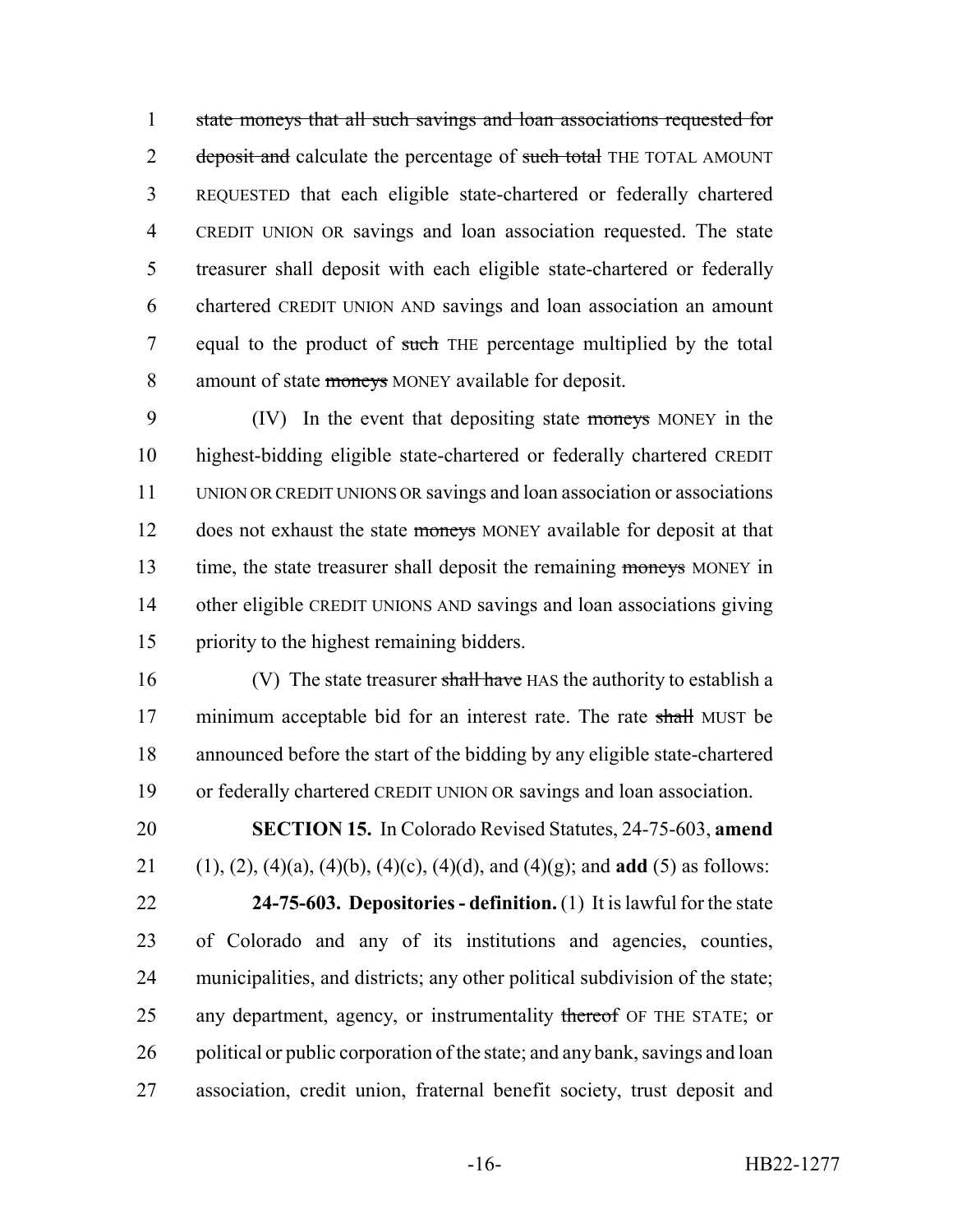state moneys that all such savings and loan associations requested for deposit and calculate the percentage of such total THE TOTAL AMOUNT REQUESTED that each eligible state-chartered or federally chartered CREDIT UNION OR savings and loan association requested. The state treasurer shall deposit with each eligible state-chartered or federally chartered CREDIT UNION AND savings and loan association an amount equal to the product of such THE percentage multiplied by the total amount of state moneys MONEY available for deposit.

(IV) In the event that depositing state moneys MONEY in the highest-bidding eligible state-chartered or federally chartered CREDIT UNION OR CREDIT UNIONS OR savings and loan association or associations does not exhaust the state moneys MONEY available for deposit at that time, the state treasurer shall deposit the remaining moneys MONEY in other eligible CREDIT UNIONS AND savings and loan associations giving priority to the highest remaining bidders.

(V) The state treasurer shall have HAS the authority to establish a minimum acceptable bid for an interest rate. The rate shall MUST be announced before the start of the bidding by any eligible state-chartered or federally chartered CREDIT UNION OR savings and loan association.

**SECTION 15.** In Colorado Revised Statutes, 24-75-603, **amend** (1), (2), (4)(a), (4)(b), (4)(c), (4)(d), and (4)(g); and **add** (5) as follows:

**24-75-603. Depositories - definition.** (1) It is lawful for the state of Colorado and any of its institutions and agencies, counties, municipalities, and districts; any other political subdivision of the state; any department, agency, or instrumentality thereof OF THE STATE; or political or public corporation of the state; and any bank, savings and loan association, credit union, fraternal benefit society, trust deposit and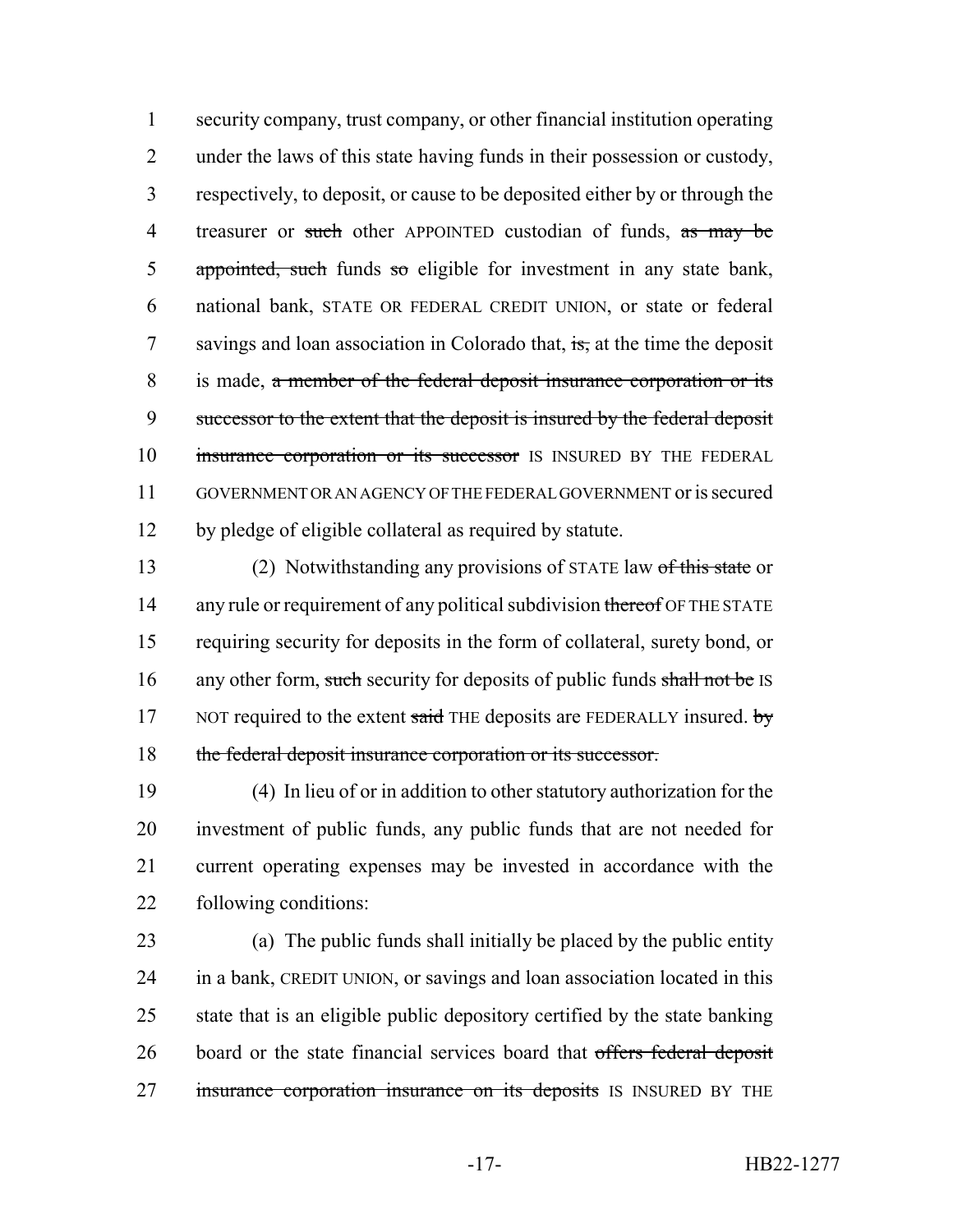security company, trust company, or other financial institution operating under the laws of this state having funds in their possession or custody, respectively, to deposit, or cause to be deposited either by or through the treasurer or ~~such~~ other APPOINTED custodian of funds, ~~as may be appointed, such~~ funds ~~so~~ eligible for investment in any state bank, national bank, STATE OR FEDERAL CREDIT UNION, or state or federal savings and loan association in Colorado that, ~~is,~~ at the time the deposit is made, ~~a member of the federal deposit insurance corporation or its successor to the extent that the deposit is insured by the federal deposit insurance corporation or its successor~~ IS INSURED BY THE FEDERAL GOVERNMENT OR AN AGENCY OF THE FEDERAL GOVERNMENT or is secured by pledge of eligible collateral as required by statute.

(2) Notwithstanding any provisions of STATE law ~~of this state~~ or any rule or requirement of any political subdivision ~~thereof~~ OF THE STATE requiring security for deposits in the form of collateral, surety bond, or any other form, ~~such~~ security for deposits of public funds ~~shall not be~~ IS NOT required to the extent ~~said~~ THE deposits are FEDERALLY insured. ~~by the federal deposit insurance corporation or its successor.~~

(4) In lieu of or in addition to other statutory authorization for the investment of public funds, any public funds that are not needed for current operating expenses may be invested in accordance with the following conditions:

(a) The public funds shall initially be placed by the public entity in a bank, CREDIT UNION, or savings and loan association located in this state that is an eligible public depository certified by the state banking board or the state financial services board that ~~offers federal deposit insurance corporation insurance on its deposits~~ IS INSURED BY THE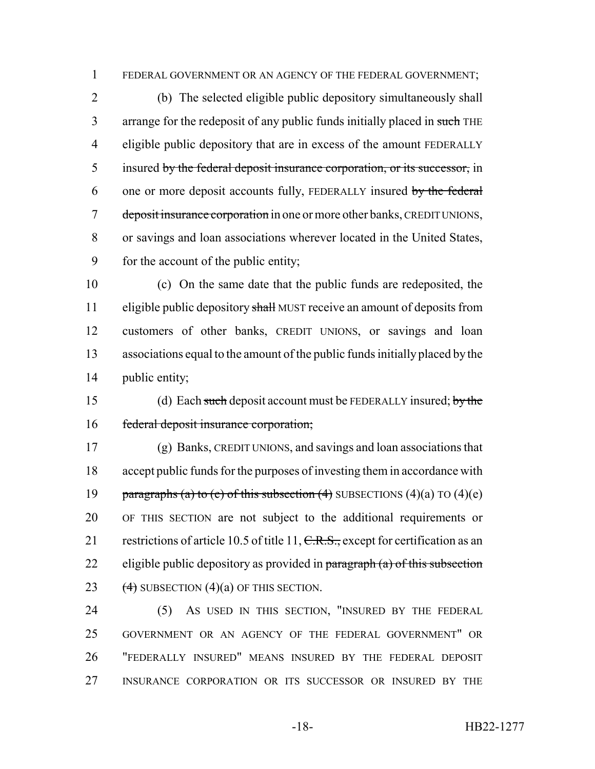FEDERAL GOVERNMENT OR AN AGENCY OF THE FEDERAL GOVERNMENT;

(b) The selected eligible public depository simultaneously shall arrange for the redeposit of any public funds initially placed in ~~such~~ THE eligible public depository that are in excess of the amount FEDERALLY insured ~~by the federal deposit insurance corporation, or its successor,~~ in one or more deposit accounts fully, FEDERALLY insured ~~by the federal deposit insurance corporation~~ in one or more other banks, CREDIT UNIONS, or savings and loan associations wherever located in the United States, for the account of the public entity;

(c) On the same date that the public funds are redeposited, the eligible public depository ~~shall~~ MUST receive an amount of deposits from customers of other banks, CREDIT UNIONS, or savings and loan associations equal to the amount of the public funds initially placed by the public entity;

(d) Each ~~such~~ deposit account must be FEDERALLY insured; ~~by the federal deposit insurance corporation;~~

(g) Banks, CREDIT UNIONS, and savings and loan associations that accept public funds for the purposes of investing them in accordance with ~~paragraphs (a) to (e) of this subsection (4)~~ SUBSECTIONS (4)(a) TO (4)(e) OF THIS SECTION are not subject to the additional requirements or restrictions of article 10.5 of title 11, ~~C.R.S.,~~ except for certification as an eligible public depository as provided in ~~paragraph (a) of this subsection (4)~~ SUBSECTION (4)(a) OF THIS SECTION.

(5) AS USED IN THIS SECTION, "INSURED BY THE FEDERAL GOVERNMENT OR AN AGENCY OF THE FEDERAL GOVERNMENT" OR "FEDERALLY INSURED" MEANS INSURED BY THE FEDERAL DEPOSIT INSURANCE CORPORATION OR ITS SUCCESSOR OR INSURED BY THE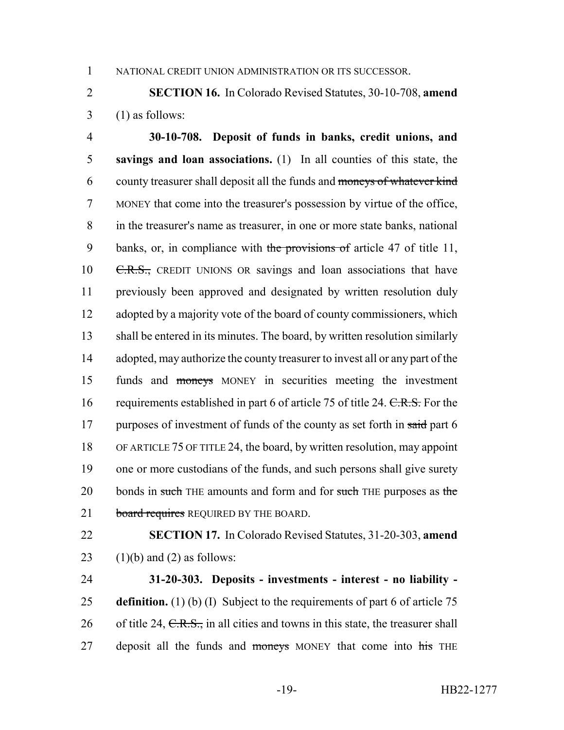NATIONAL CREDIT UNION ADMINISTRATION OR ITS SUCCESSOR.

**SECTION 16.** In Colorado Revised Statutes, 30-10-708, **amend** (1) as follows:

**30-10-708. Deposit of funds in banks, credit unions, and savings and loan associations.** (1) In all counties of this state, the county treasurer shall deposit all the funds and ~~moneys of whatever kind~~ MONEY that come into the treasurer's possession by virtue of the office, in the treasurer's name as treasurer, in one or more state banks, national banks, or, in compliance with ~~the provisions of~~ article 47 of title 11, ~~C.R.S.,~~ CREDIT UNIONS OR savings and loan associations that have previously been approved and designated by written resolution duly adopted by a majority vote of the board of county commissioners, which shall be entered in its minutes. The board, by written resolution similarly adopted, may authorize the county treasurer to invest all or any part of the funds and ~~moneys~~ MONEY in securities meeting the investment requirements established in part 6 of article 75 of title 24. ~~C.R.S.~~ For the purposes of investment of funds of the county as set forth in ~~said~~ part 6 OF ARTICLE 75 OF TITLE 24, the board, by written resolution, may appoint one or more custodians of the funds, and such persons shall give surety bonds in ~~such~~ THE amounts and form and for ~~such~~ THE purposes as ~~the board requires~~ REQUIRED BY THE BOARD.

**SECTION 17.** In Colorado Revised Statutes, 31-20-303, **amend** (1)(b) and (2) as follows:

**31-20-303. Deposits - investments - interest - no liability - definition.** (1) (b) (I) Subject to the requirements of part 6 of article 75 of title 24, ~~C.R.S.,~~ in all cities and towns in this state, the treasurer shall deposit all the funds and ~~moneys~~ MONEY that come into ~~his~~ THE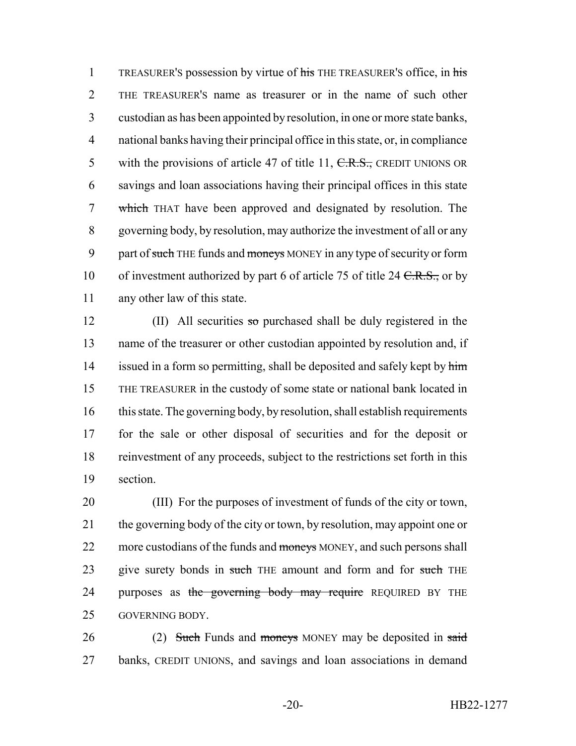TREASURER'S possession by virtue of ~~his~~ THE TREASURER'S office, in ~~his~~ THE TREASURER'S name as treasurer or in the name of such other custodian as has been appointed by resolution, in one or more state banks, national banks having their principal office in this state, or, in compliance with the provisions of article 47 of title 11, ~~C.R.S.,~~ CREDIT UNIONS OR savings and loan associations having their principal offices in this state ~~which~~ THAT have been approved and designated by resolution. The governing body, by resolution, may authorize the investment of all or any part of ~~such~~ THE funds and ~~moneys~~ MONEY in any type of security or form of investment authorized by part 6 of article 75 of title 24 ~~C.R.S.,~~ or by any other law of this state.

(II) All securities ~~so~~ purchased shall be duly registered in the name of the treasurer or other custodian appointed by resolution and, if issued in a form so permitting, shall be deposited and safely kept by ~~him~~ THE TREASURER in the custody of some state or national bank located in this state. The governing body, by resolution, shall establish requirements for the sale or other disposal of securities and for the deposit or reinvestment of any proceeds, subject to the restrictions set forth in this section.

(III) For the purposes of investment of funds of the city or town, the governing body of the city or town, by resolution, may appoint one or more custodians of the funds and ~~moneys~~ MONEY, and such persons shall give surety bonds in ~~such~~ THE amount and form and for ~~such~~ THE purposes as ~~the governing body may require~~ REQUIRED BY THE GOVERNING BODY.

(2) ~~Such~~ Funds and ~~moneys~~ MONEY may be deposited in ~~said~~ banks, CREDIT UNIONS, and savings and loan associations in demand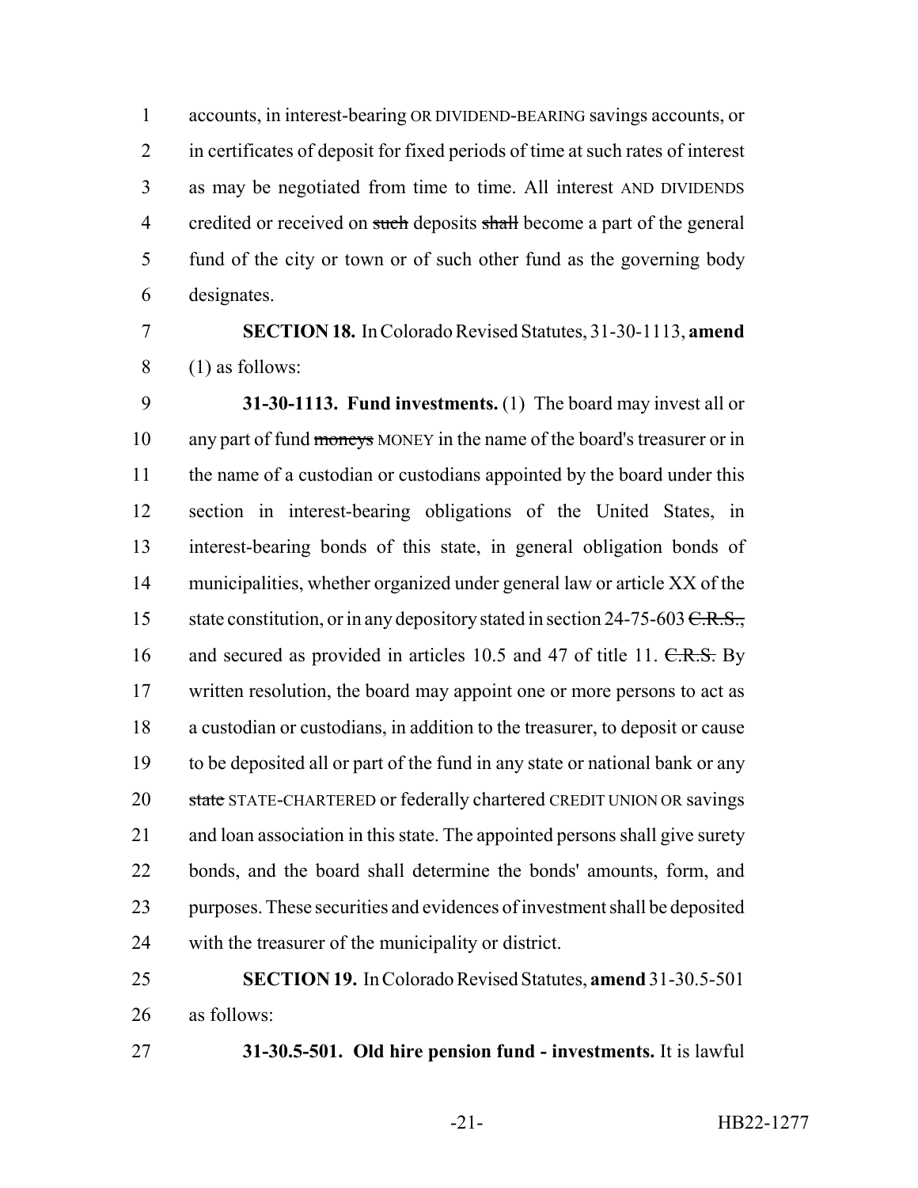accounts, in interest-bearing OR DIVIDEND-BEARING savings accounts, or in certificates of deposit for fixed periods of time at such rates of interest as may be negotiated from time to time. All interest AND DIVIDENDS credited or received on ~~such~~ deposits ~~shall~~ become a part of the general fund of the city or town or of such other fund as the governing body designates.

**SECTION 18.** In Colorado Revised Statutes, 31-30-1113, **amend** (1) as follows:

**31-30-1113. Fund investments.** (1) The board may invest all or any part of fund ~~moneys~~ MONEY in the name of the board's treasurer or in the name of a custodian or custodians appointed by the board under this section in interest-bearing obligations of the United States, in interest-bearing bonds of this state, in general obligation bonds of municipalities, whether organized under general law or article XX of the state constitution, or in any depository stated in section 24-75-603 ~~C.R.S.,~~ and secured as provided in articles 10.5 and 47 of title 11. ~~C.R.S.~~ By written resolution, the board may appoint one or more persons to act as a custodian or custodians, in addition to the treasurer, to deposit or cause to be deposited all or part of the fund in any state or national bank or any ~~state~~ STATE-CHARTERED or federally chartered CREDIT UNION OR savings and loan association in this state. The appointed persons shall give surety bonds, and the board shall determine the bonds' amounts, form, and purposes. These securities and evidences of investment shall be deposited with the treasurer of the municipality or district.

**SECTION 19.** In Colorado Revised Statutes, **amend** 31-30.5-501 as follows:

**31-30.5-501. Old hire pension fund - investments.** It is lawful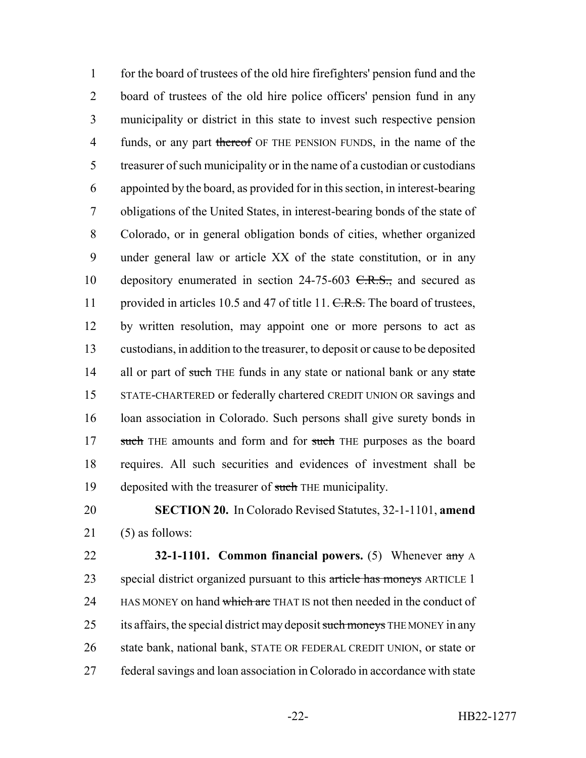for the board of trustees of the old hire firefighters' pension fund and the board of trustees of the old hire police officers' pension fund in any municipality or district in this state to invest such respective pension funds, or any part ~~thereof~~ OF THE PENSION FUNDS, in the name of the treasurer of such municipality or in the name of a custodian or custodians appointed by the board, as provided for in this section, in interest-bearing obligations of the United States, in interest-bearing bonds of the state of Colorado, or in general obligation bonds of cities, whether organized under general law or article XX of the state constitution, or in any depository enumerated in section 24-75-603 ~~C.R.S.,~~ and secured as provided in articles 10.5 and 47 of title 11. ~~C.R.S.~~ The board of trustees, by written resolution, may appoint one or more persons to act as custodians, in addition to the treasurer, to deposit or cause to be deposited all or part of ~~such~~ THE funds in any state or national bank or any ~~state~~ STATE-CHARTERED or federally chartered CREDIT UNION OR savings and loan association in Colorado. Such persons shall give surety bonds in ~~such~~ THE amounts and form and for ~~such~~ THE purposes as the board requires. All such securities and evidences of investment shall be deposited with the treasurer of ~~such~~ THE municipality.

**SECTION 20.** In Colorado Revised Statutes, 32-1-1101, **amend** (5) as follows:

**32-1-1101. Common financial powers.** (5) Whenever ~~any~~ A special district organized pursuant to this ~~article has moneys~~ ARTICLE 1 HAS MONEY on hand ~~which are~~ THAT IS not then needed in the conduct of its affairs, the special district may deposit ~~such moneys~~ THE MONEY in any state bank, national bank, STATE OR FEDERAL CREDIT UNION, or state or federal savings and loan association in Colorado in accordance with state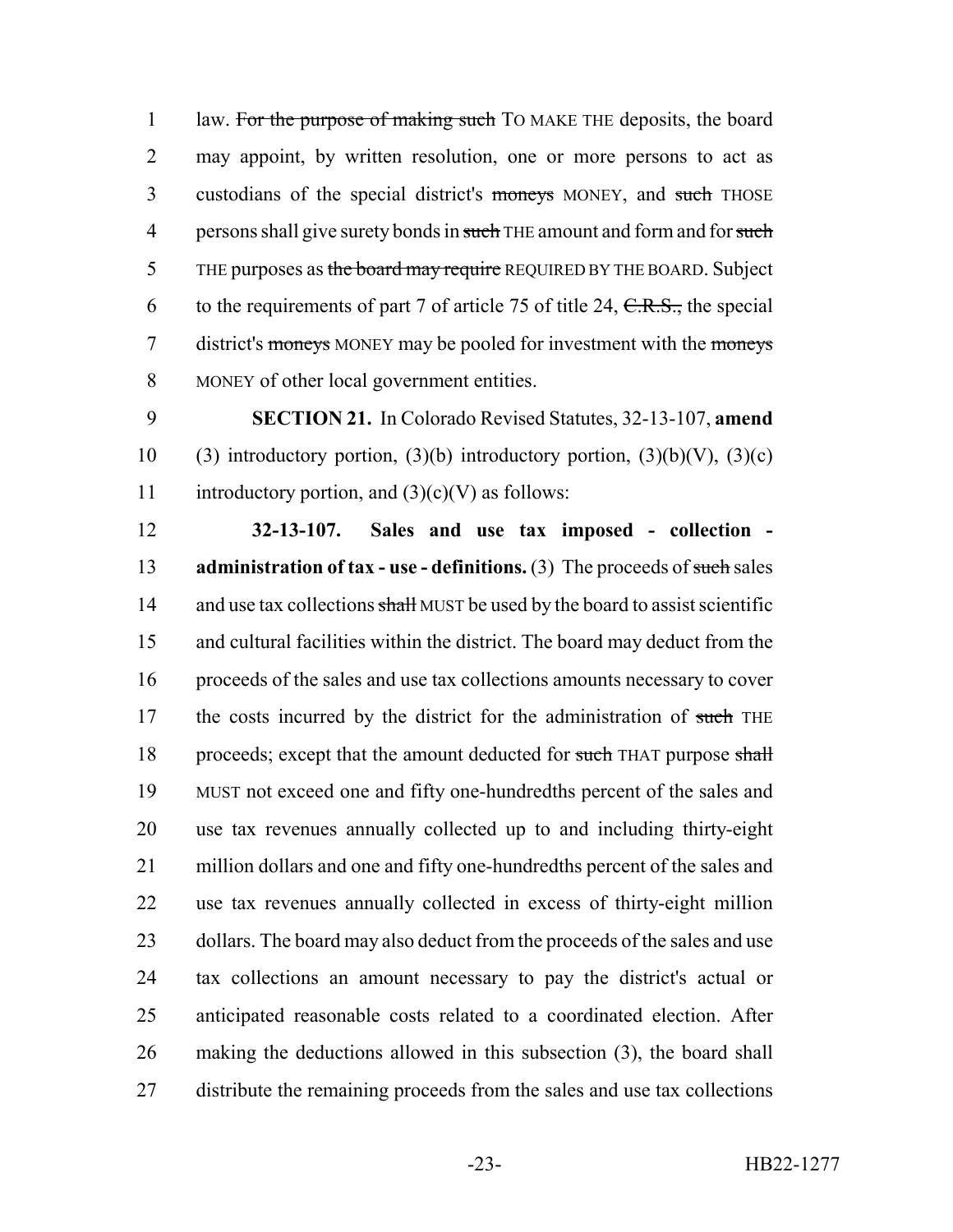law. ~~For the purpose of making such~~ TO MAKE THE deposits, the board may appoint, by written resolution, one or more persons to act as custodians of the special district's ~~moneys~~ MONEY, and ~~such~~ THOSE persons shall give surety bonds in ~~such~~ THE amount and form and for ~~such~~ THE purposes as ~~the board may require~~ REQUIRED BY THE BOARD. Subject to the requirements of part 7 of article 75 of title 24, ~~C.R.S.,~~ the special district's ~~moneys~~ MONEY may be pooled for investment with the ~~moneys~~ MONEY of other local government entities.

**SECTION 21.** In Colorado Revised Statutes, 32-13-107, **amend** (3) introductory portion, (3)(b) introductory portion, (3)(b)(V), (3)(c) introductory portion, and (3)(c)(V) as follows:

**32-13-107. Sales and use tax imposed - collection - administration of tax - use - definitions.** (3) The proceeds of ~~such~~ sales and use tax collections ~~shall~~ MUST be used by the board to assist scientific and cultural facilities within the district. The board may deduct from the proceeds of the sales and use tax collections amounts necessary to cover the costs incurred by the district for the administration of ~~such~~ THE proceeds; except that the amount deducted for ~~such~~ THAT purpose ~~shall~~ MUST not exceed one and fifty one-hundredths percent of the sales and use tax revenues annually collected up to and including thirty-eight million dollars and one and fifty one-hundredths percent of the sales and use tax revenues annually collected in excess of thirty-eight million dollars. The board may also deduct from the proceeds of the sales and use tax collections an amount necessary to pay the district's actual or anticipated reasonable costs related to a coordinated election. After making the deductions allowed in this subsection (3), the board shall distribute the remaining proceeds from the sales and use tax collections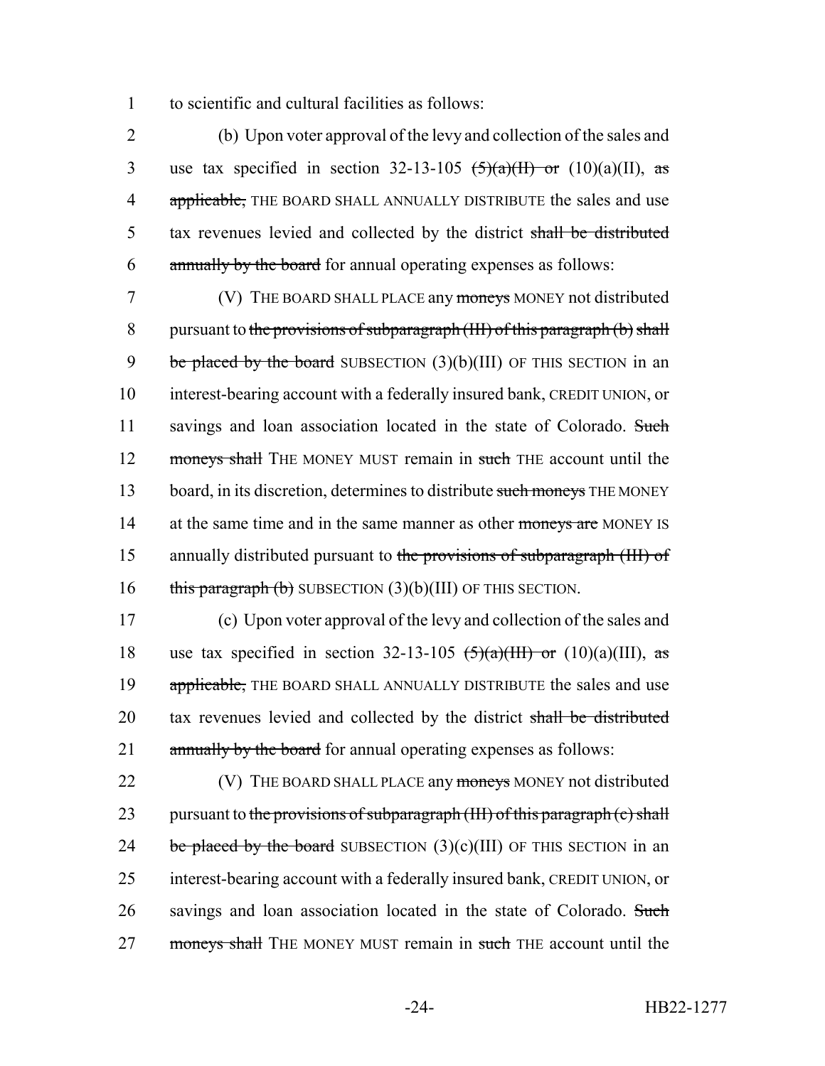to scientific and cultural facilities as follows:

(b) Upon voter approval of the levy and collection of the sales and use tax specified in section 32-13-105 ~~(5)(a)(II) or~~ (10)(a)(II), ~~as applicable,~~ THE BOARD SHALL ANNUALLY DISTRIBUTE the sales and use tax revenues levied and collected by the district ~~shall be distributed annually by the board~~ for annual operating expenses as follows:

(V) THE BOARD SHALL PLACE any ~~moneys~~ MONEY not distributed pursuant to ~~the provisions of subparagraph (III) of this paragraph (b) shall be placed by the board~~ SUBSECTION (3)(b)(III) OF THIS SECTION in an interest-bearing account with a federally insured bank, CREDIT UNION, or savings and loan association located in the state of Colorado. ~~Such moneys shall~~ THE MONEY MUST remain in ~~such~~ THE account until the board, in its discretion, determines to distribute ~~such moneys~~ THE MONEY at the same time and in the same manner as other ~~moneys are~~ MONEY IS annually distributed pursuant to ~~the provisions of subparagraph (III) of this paragraph (b)~~ SUBSECTION (3)(b)(III) OF THIS SECTION.

(c) Upon voter approval of the levy and collection of the sales and use tax specified in section 32-13-105 ~~(5)(a)(III) or~~ (10)(a)(III), ~~as applicable,~~ THE BOARD SHALL ANNUALLY DISTRIBUTE the sales and use tax revenues levied and collected by the district ~~shall be distributed annually by the board~~ for annual operating expenses as follows:

(V) THE BOARD SHALL PLACE any ~~moneys~~ MONEY not distributed pursuant to ~~the provisions of subparagraph (III) of this paragraph (c) shall be placed by the board~~ SUBSECTION (3)(c)(III) OF THIS SECTION in an interest-bearing account with a federally insured bank, CREDIT UNION, or savings and loan association located in the state of Colorado. ~~Such moneys shall~~ THE MONEY MUST remain in ~~such~~ THE account until the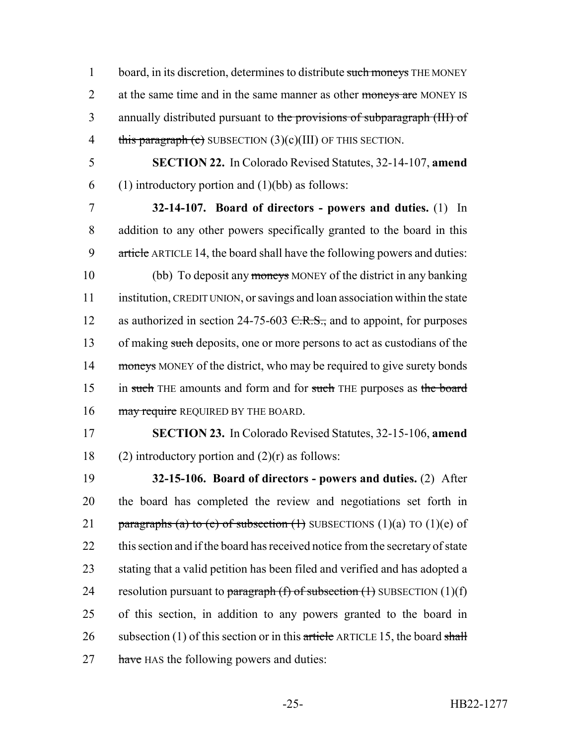board, in its discretion, determines to distribute ~~such moneys~~ THE MONEY at the same time and in the same manner as other ~~moneys are~~ MONEY IS annually distributed pursuant to ~~the provisions of subparagraph (III) of this paragraph (c)~~ SUBSECTION (3)(c)(III) OF THIS SECTION.

**SECTION 22.** In Colorado Revised Statutes, 32-14-107, **amend** (1) introductory portion and (1)(bb) as follows:

**32-14-107. Board of directors - powers and duties.** (1) In addition to any other powers specifically granted to the board in this ~~article~~ ARTICLE 14, the board shall have the following powers and duties:

(bb) To deposit any ~~moneys~~ MONEY of the district in any banking institution, CREDIT UNION, or savings and loan association within the state as authorized in section 24-75-603 ~~C.R.S.,~~ and to appoint, for purposes of making ~~such~~ deposits, one or more persons to act as custodians of the ~~moneys~~ MONEY of the district, who may be required to give surety bonds in ~~such~~ THE amounts and form and for ~~such~~ THE purposes as ~~the board may require~~ REQUIRED BY THE BOARD.

**SECTION 23.** In Colorado Revised Statutes, 32-15-106, **amend** (2) introductory portion and (2)(r) as follows:

**32-15-106. Board of directors - powers and duties.** (2) After the board has completed the review and negotiations set forth in ~~paragraphs (a) to (e) of subsection (1)~~ SUBSECTIONS (1)(a) TO (1)(e) of this section and if the board has received notice from the secretary of state stating that a valid petition has been filed and verified and has adopted a resolution pursuant to ~~paragraph (f) of subsection (1)~~ SUBSECTION (1)(f) of this section, in addition to any powers granted to the board in subsection (1) of this section or in this ~~article~~ ARTICLE 15, the board ~~shall have~~ HAS the following powers and duties: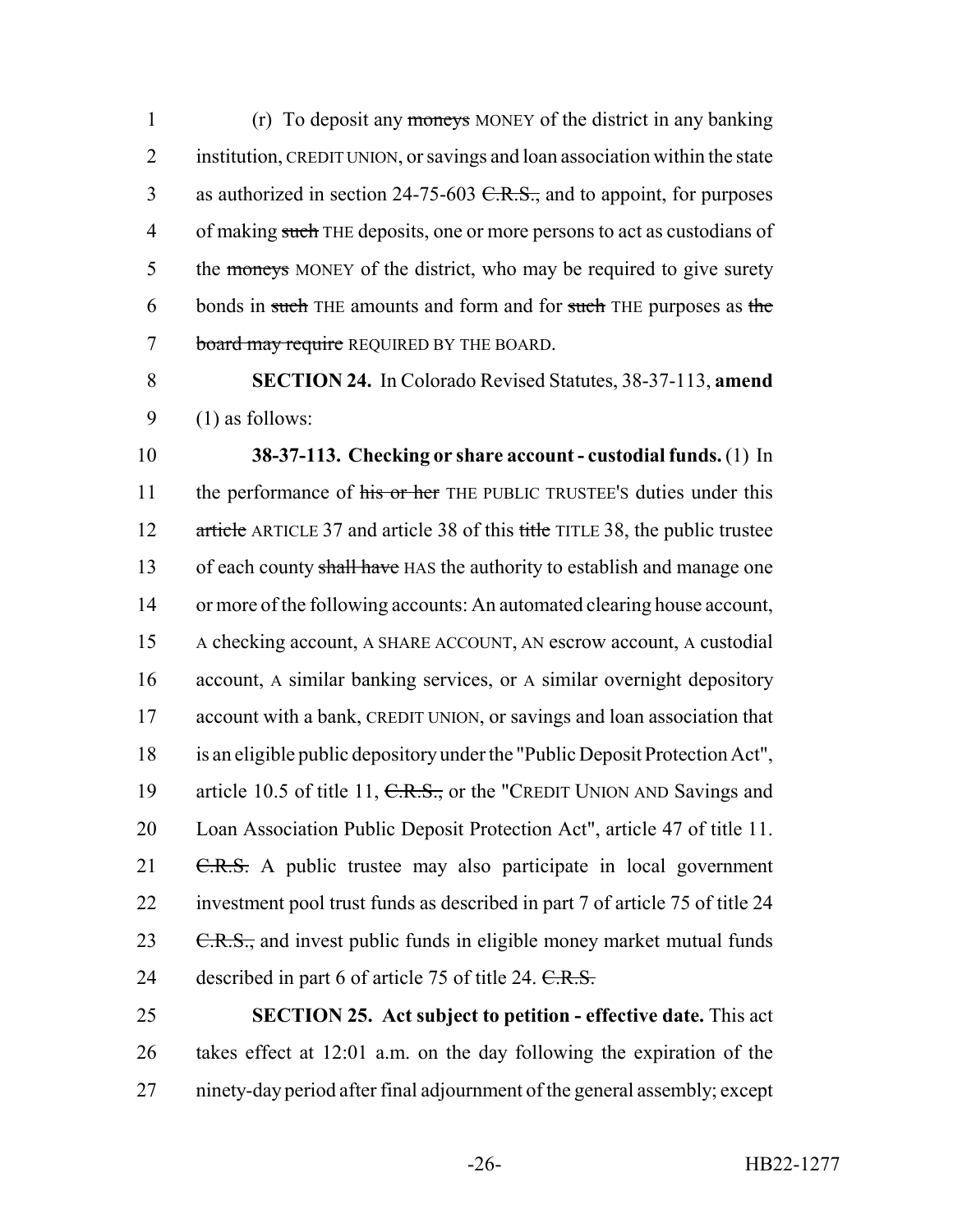(r) To deposit any ~~moneys~~ MONEY of the district in any banking institution, CREDIT UNION, or savings and loan association within the state as authorized in section 24-75-603 ~~C.R.S.,~~ and to appoint, for purposes of making ~~such~~ THE deposits, one or more persons to act as custodians of the ~~moneys~~ MONEY of the district, who may be required to give surety bonds in ~~such~~ THE amounts and form and for ~~such~~ THE purposes as ~~the board may require~~ REQUIRED BY THE BOARD.

**SECTION 24.** In Colorado Revised Statutes, 38-37-113, **amend** (1) as follows:

**38-37-113. Checking or share account - custodial funds.** (1) In the performance of ~~his or her~~ THE PUBLIC TRUSTEE'S duties under this ~~article~~ ARTICLE 37 and article 38 of this ~~title~~ TITLE 38, the public trustee of each county ~~shall have~~ HAS the authority to establish and manage one or more of the following accounts: An automated clearing house account, A checking account, A SHARE ACCOUNT, AN escrow account, A custodial account, A similar banking services, or A similar overnight depository account with a bank, CREDIT UNION, or savings and loan association that is an eligible public depository under the "Public Deposit Protection Act", article 10.5 of title 11, ~~C.R.S.,~~ or the "CREDIT UNION AND Savings and Loan Association Public Deposit Protection Act", article 47 of title 11. ~~C.R.S.~~ A public trustee may also participate in local government investment pool trust funds as described in part 7 of article 75 of title 24 ~~C.R.S.,~~ and invest public funds in eligible money market mutual funds described in part 6 of article 75 of title 24. ~~C.R.S.~~

**SECTION 25. Act subject to petition - effective date.** This act takes effect at 12:01 a.m. on the day following the expiration of the ninety-day period after final adjournment of the general assembly; except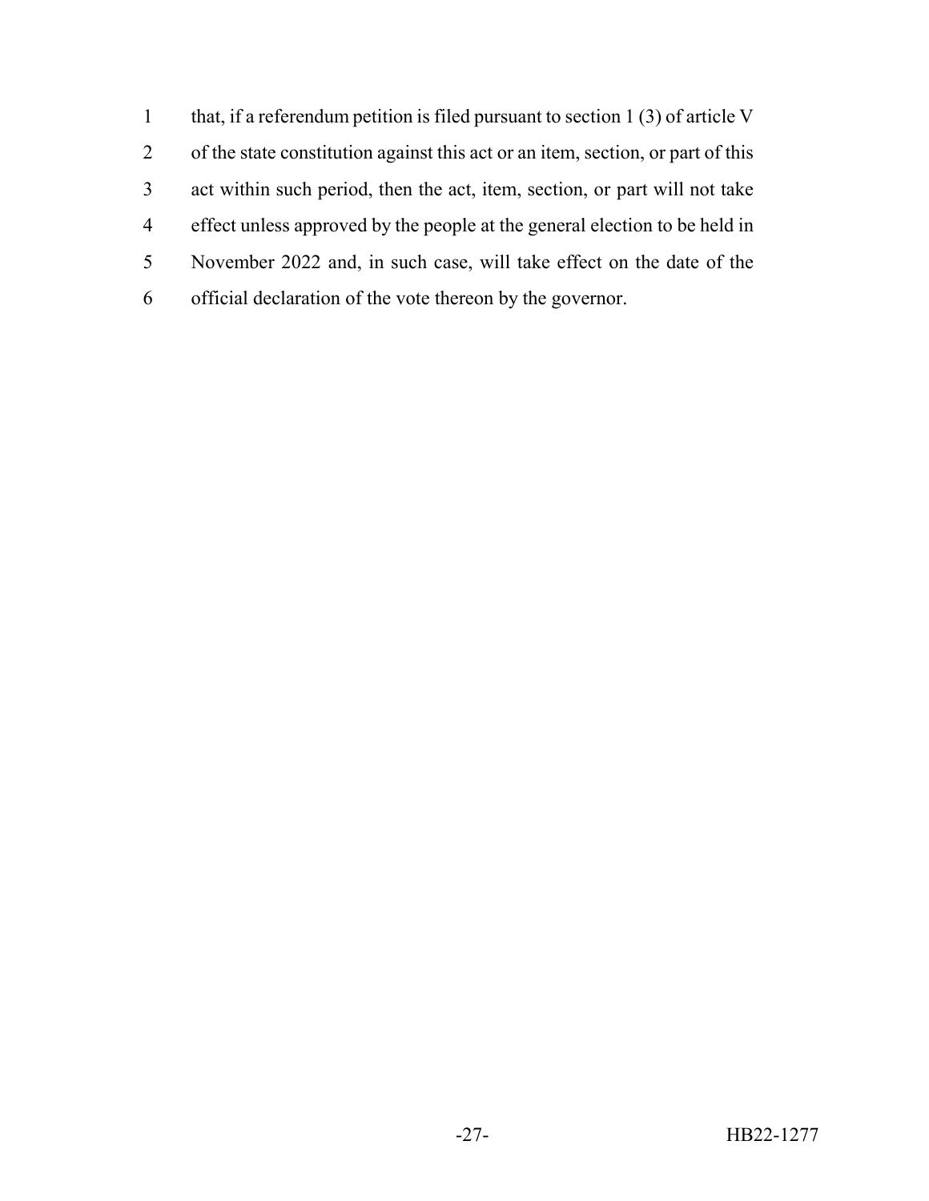that, if a referendum petition is filed pursuant to section 1 (3) of article V of the state constitution against this act or an item, section, or part of this act within such period, then the act, item, section, or part will not take effect unless approved by the people at the general election to be held in November 2022 and, in such case, will take effect on the date of the official declaration of the vote thereon by the governor.